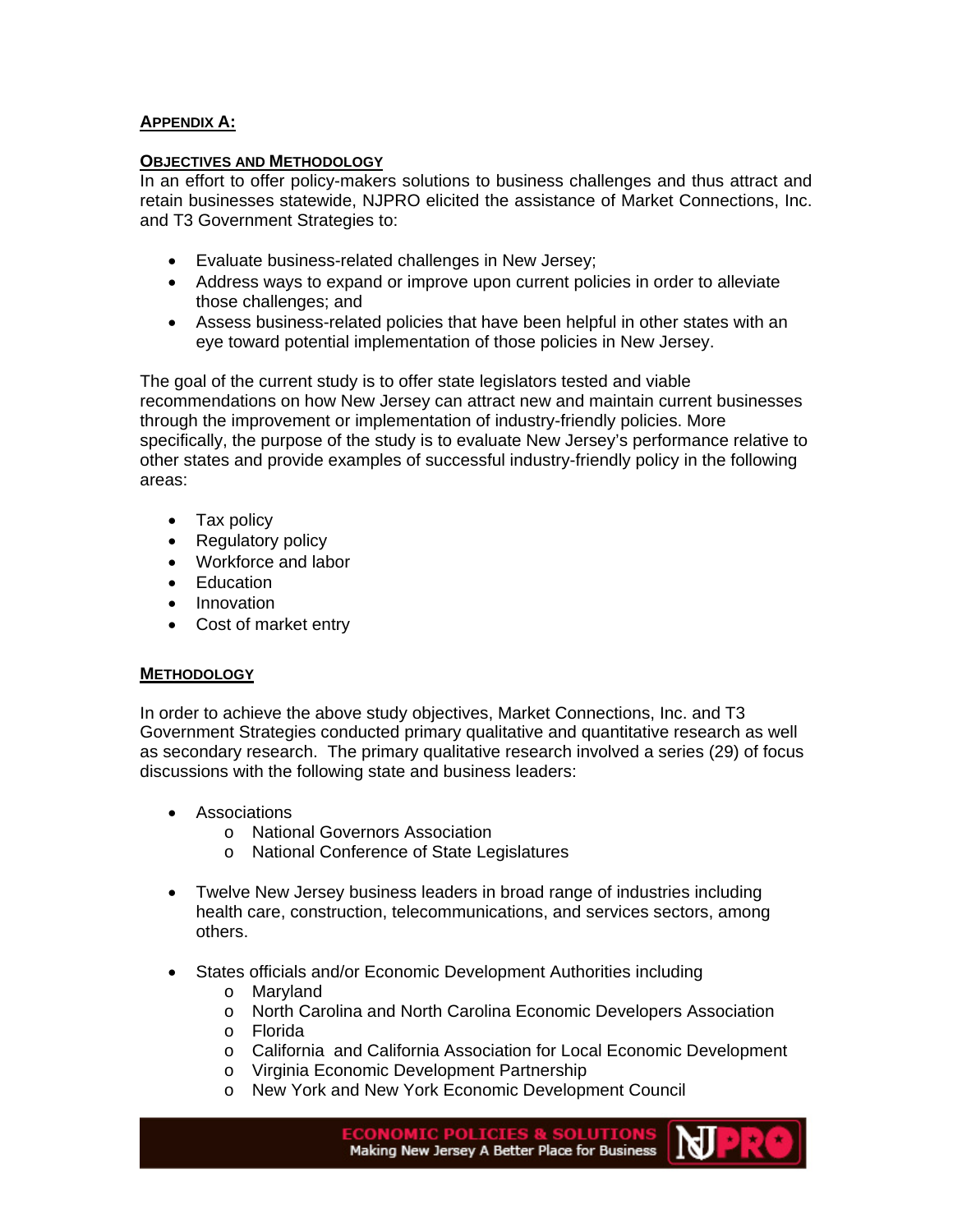## APPENDIX A:

### OBJECTIVES AND METHODOLOGY

In an effort to offer policy-makers solutions to business challenges and thus attract and retain businesses statewide, NJPRO elicited the assistance of Market Connections, Inc. and T3 Government Strategies to:

- Evaluate business-related challenges in New Jersey;
- Address ways to expand or improve upon current policies in order to alleviate those challenges; and
- Assess business-related policies that have been helpful in other states with an eye toward potential implementation of those policies in New Jersey.

The goal of the current study is to offer state legislators tested and viable recommendations on how New Jersey can attract new and maintain current businesses through the improvement or implementation of industry-friendly policies. More specifically, the purpose of the study is to evaluate New Jersey's performance relative to other states and provide examples of successful industry-friendly policy in the following areas:

- Tax policy
- Regulatory policy
- Workforce and labor
- Education
- Innovation
- Cost of market entry

### METHODOLOGY

In order to achieve the above study objectives, Market Connections, Inc. and T3 Government Strategies conducted primary qualitative and quantitative research as well as secondary research. The primary qualitative research involved a series (29) of focus discussions with the following state and business leaders:

- Associations
  - National Governors Association
  - National Conference of State Legislatures
- Twelve New Jersey business leaders in broad range of industries including health care, construction, telecommunications, and services sectors, among others.
- States officials and/or Economic Development Authorities including
  - Maryland
  - North Carolina and North Carolina Economic Developers Association
  - Florida
  - California and California Association for Local Economic Development
  - Virginia Economic Development Partnership
  - New York and New York Economic Development Council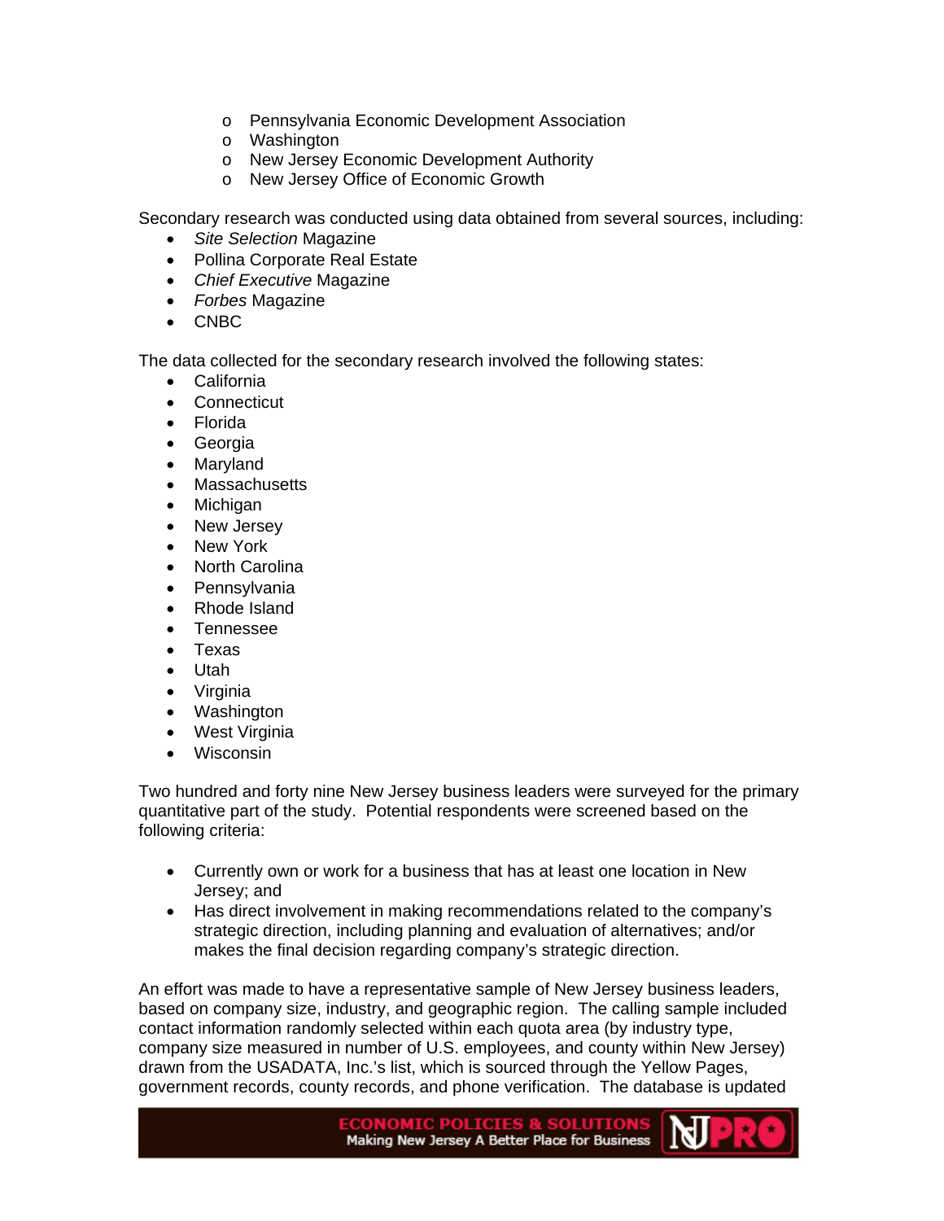- Pennsylvania Economic Development Association
  - Washington
  - New Jersey Economic Development Authority
  - New Jersey Office of Economic Growth

Secondary research was conducted using data obtained from several sources, including:

- *Site Selection* Magazine
- Pollina Corporate Real Estate
- *Chief Executive* Magazine
- *Forbes* Magazine
- CNBC

The data collected for the secondary research involved the following states:

- California
- Connecticut
- Florida
- Georgia
- Maryland
- Massachusetts
- Michigan
- New Jersey
- New York
- North Carolina
- Pennsylvania
- Rhode Island
- Tennessee
- Texas
- Utah
- Virginia
- Washington
- West Virginia
- Wisconsin

Two hundred and forty nine New Jersey business leaders were surveyed for the primary quantitative part of the study. Potential respondents were screened based on the following criteria:

- Currently own or work for a business that has at least one location in New Jersey; and
- Has direct involvement in making recommendations related to the company's strategic direction, including planning and evaluation of alternatives; and/or makes the final decision regarding company's strategic direction.

An effort was made to have a representative sample of New Jersey business leaders, based on company size, industry, and geographic region. The calling sample included contact information randomly selected within each quota area (by industry type, company size measured in number of U.S. employees, and county within New Jersey) drawn from the USADATA, Inc.'s list, which is sourced through the Yellow Pages, government records, county records, and phone verification. The database is updated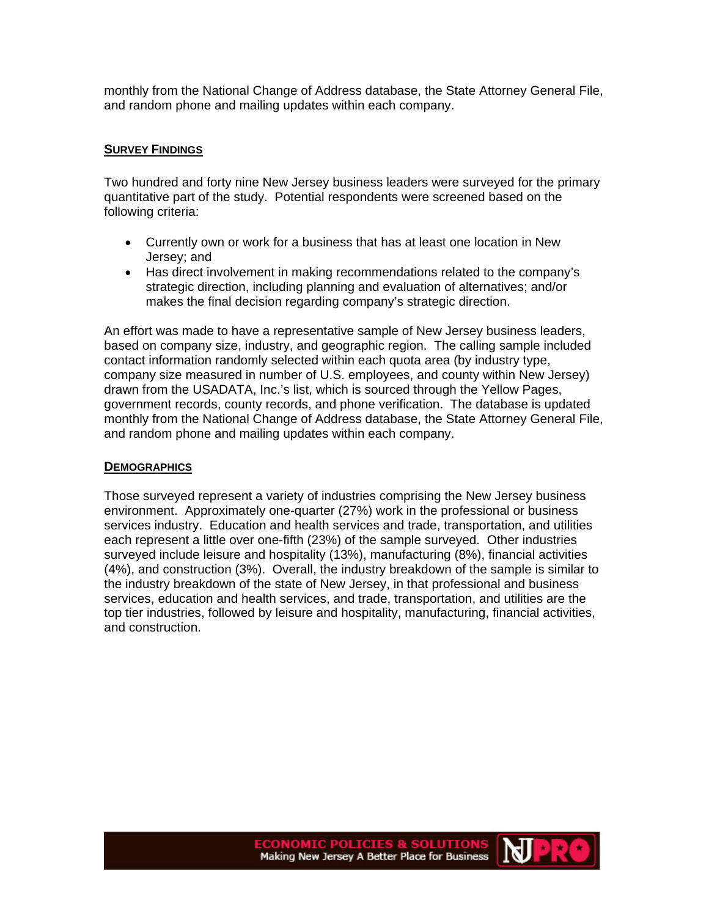monthly from the National Change of Address database, the State Attorney General File, and random phone and mailing updates within each company.

## SURVEY FINDINGS

Two hundred and forty nine New Jersey business leaders were surveyed for the primary quantitative part of the study. Potential respondents were screened based on the following criteria:

- Currently own or work for a business that has at least one location in New Jersey; and
- Has direct involvement in making recommendations related to the company's strategic direction, including planning and evaluation of alternatives; and/or makes the final decision regarding company's strategic direction.

An effort was made to have a representative sample of New Jersey business leaders, based on company size, industry, and geographic region. The calling sample included contact information randomly selected within each quota area (by industry type, company size measured in number of U.S. employees, and county within New Jersey) drawn from the USADATA, Inc.'s list, which is sourced through the Yellow Pages, government records, county records, and phone verification. The database is updated monthly from the National Change of Address database, the State Attorney General File, and random phone and mailing updates within each company.

## DEMOGRAPHICS

Those surveyed represent a variety of industries comprising the New Jersey business environment. Approximately one-quarter (27%) work in the professional or business services industry. Education and health services and trade, transportation, and utilities each represent a little over one-fifth (23%) of the sample surveyed. Other industries surveyed include leisure and hospitality (13%), manufacturing (8%), financial activities (4%), and construction (3%). Overall, the industry breakdown of the sample is similar to the industry breakdown of the state of New Jersey, in that professional and business services, education and health services, and trade, transportation, and utilities are the top tier industries, followed by leisure and hospitality, manufacturing, financial activities, and construction.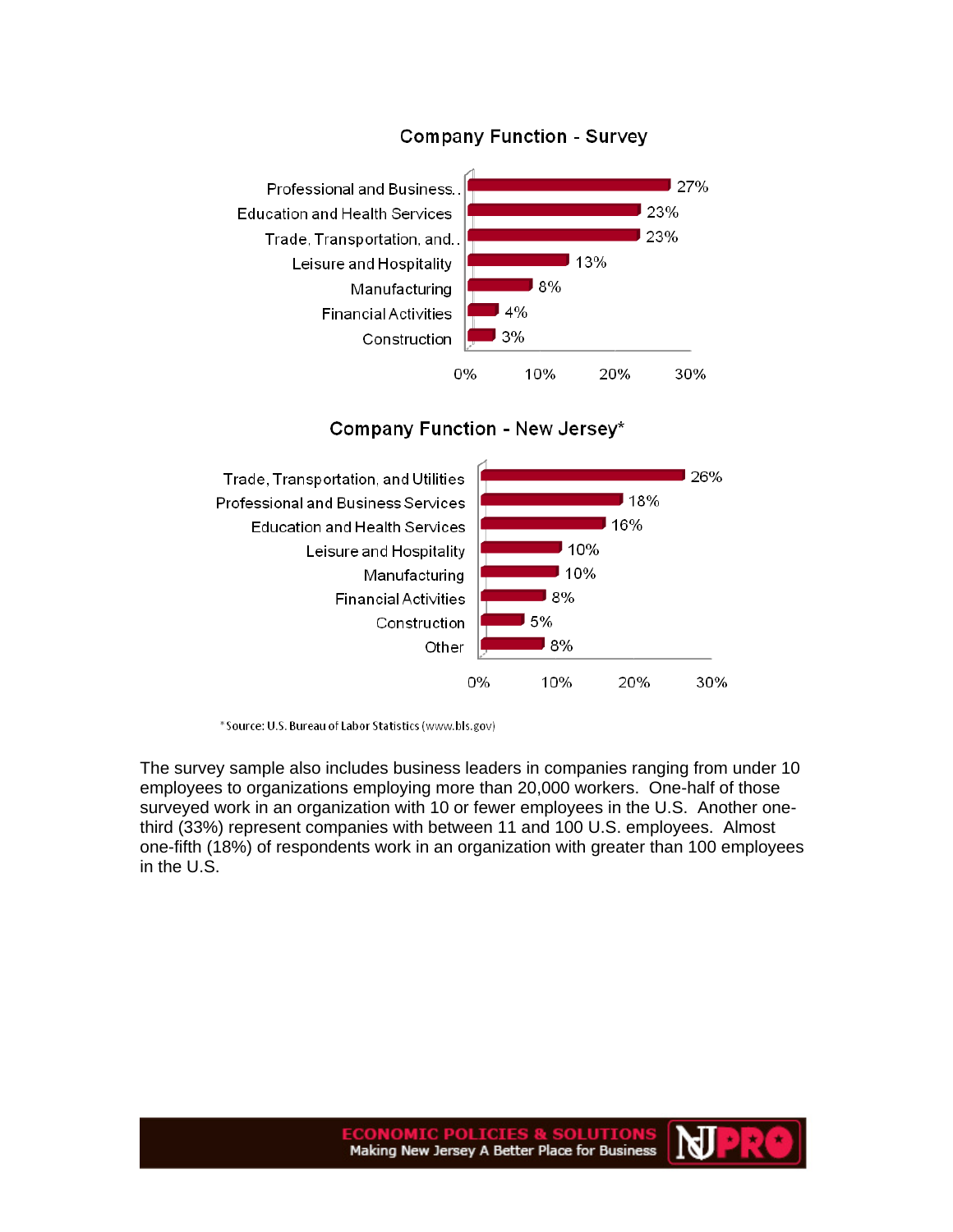**Company Function - Survey**

| Company Function | Percent |
|---|---|
| Professional and Business.. | 27% |
| Education and Health Services | 23% |
| Trade, Transportation, and.. | 23% |
| Leisure and Hospitality | 13% |
| Manufacturing | 8% |
| Financial Activities | 4% |
| Construction | 3% |

**Company Function - New Jersey***

| Company Function | Percent |
|---|---|
| Trade, Transportation, and Utilities | 26% |
| Professional and Business Services | 18% |
| Education and Health Services | 16% |
| Leisure and Hospitality | 10% |
| Manufacturing | 10% |
| Financial Activities | 8% |
| Construction | 5% |
| Other | 8% |

\* Source: U.S. Bureau of Labor Statistics (www.bls.gov)

The survey sample also includes business leaders in companies ranging from under 10 employees to organizations employing more than 20,000 workers. One-half of those surveyed work in an organization with 10 or fewer employees in the U.S. Another one-third (33%) represent companies with between 11 and 100 U.S. employees. Almost one-fifth (18%) of respondents work in an organization with greater than 100 employees in the U.S.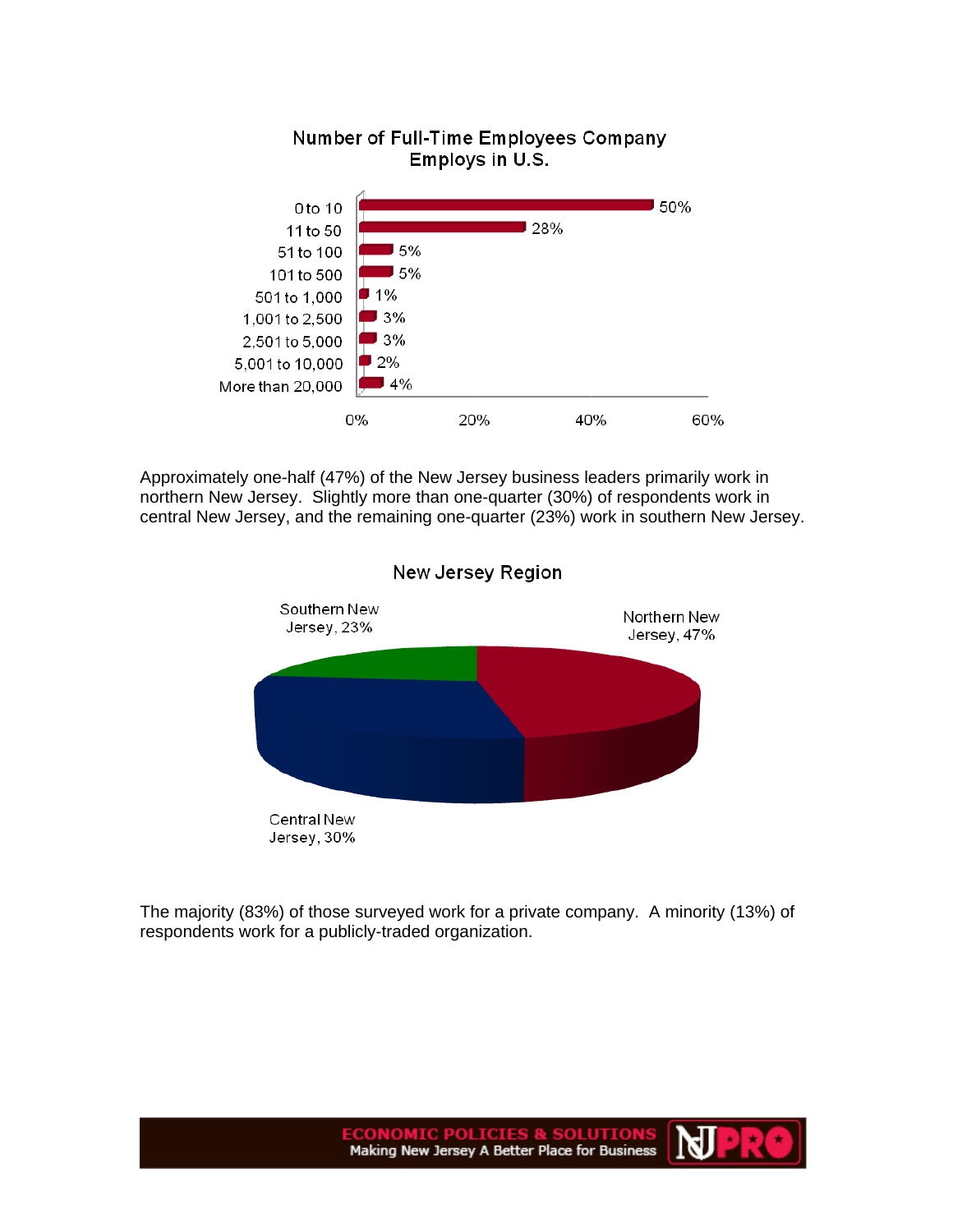**Number of Full-Time Employees Company Employs in U.S.**

| Employees | Percent |
|---|---|
| 0 to 10 | 50% |
| 11 to 50 | 28% |
| 51 to 100 | 5% |
| 101 to 500 | 5% |
| 501 to 1,000 | 1% |
| 1,001 to 2,500 | 3% |
| 2,501 to 5,000 | 3% |
| 5,001 to 10,000 | 2% |
| More than 20,000 | 4% |

Approximately one-half (47%) of the New Jersey business leaders primarily work in northern New Jersey. Slightly more than one-quarter (30%) of respondents work in central New Jersey, and the remaining one-quarter (23%) work in southern New Jersey.

**New Jersey Region**

| Region | Percent |
|---|---|
| Northern New Jersey | 47% |
| Central New Jersey | 30% |
| Southern New Jersey | 23% |

The majority (83%) of those surveyed work for a private company. A minority (13%) of respondents work for a publicly-traded organization.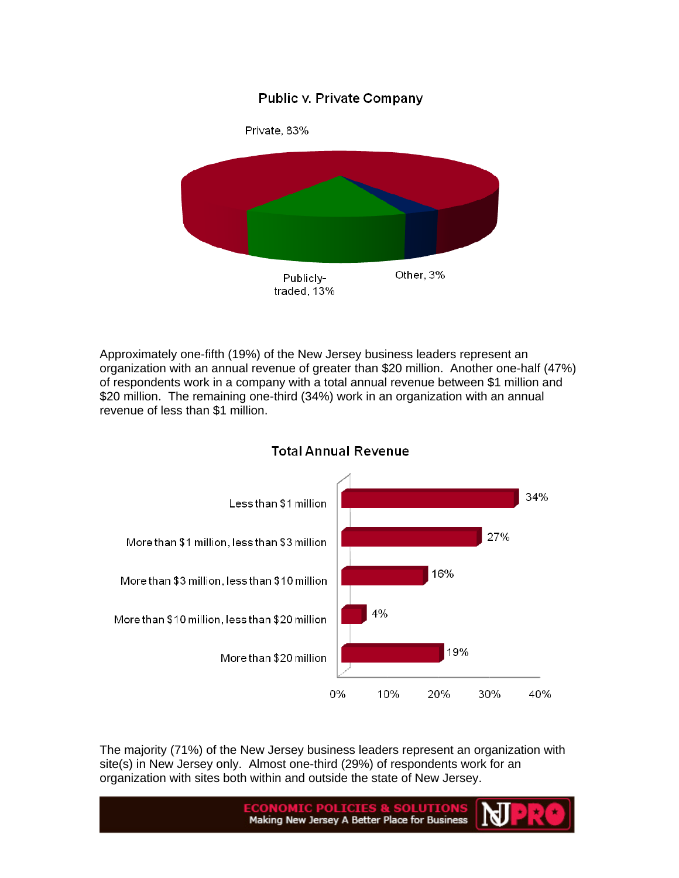**Public v. Private Company**

| Category | Percent |
|---|---|
| Private | 83% |
| Publicly-traded | 13% |
| Other | 3% |

Approximately one-fifth (19%) of the New Jersey business leaders represent an organization with an annual revenue of greater than $20 million. Another one-half (47%) of respondents work in a company with a total annual revenue between $1 million and $20 million. The remaining one-third (34%) work in an organization with an annual revenue of less than $1 million.

**Total Annual Revenue**

| Revenue | Percent |
|---|---|
| Less than $1 million | 34% |
| More than $1 million, less than $3 million | 27% |
| More than $3 million, less than $10 million | 16% |
| More than $10 million, less than $20 million | 4% |
| More than $20 million | 19% |

The majority (71%) of the New Jersey business leaders represent an organization with site(s) in New Jersey only. Almost one-third (29%) of respondents work for an organization with sites both within and outside the state of New Jersey.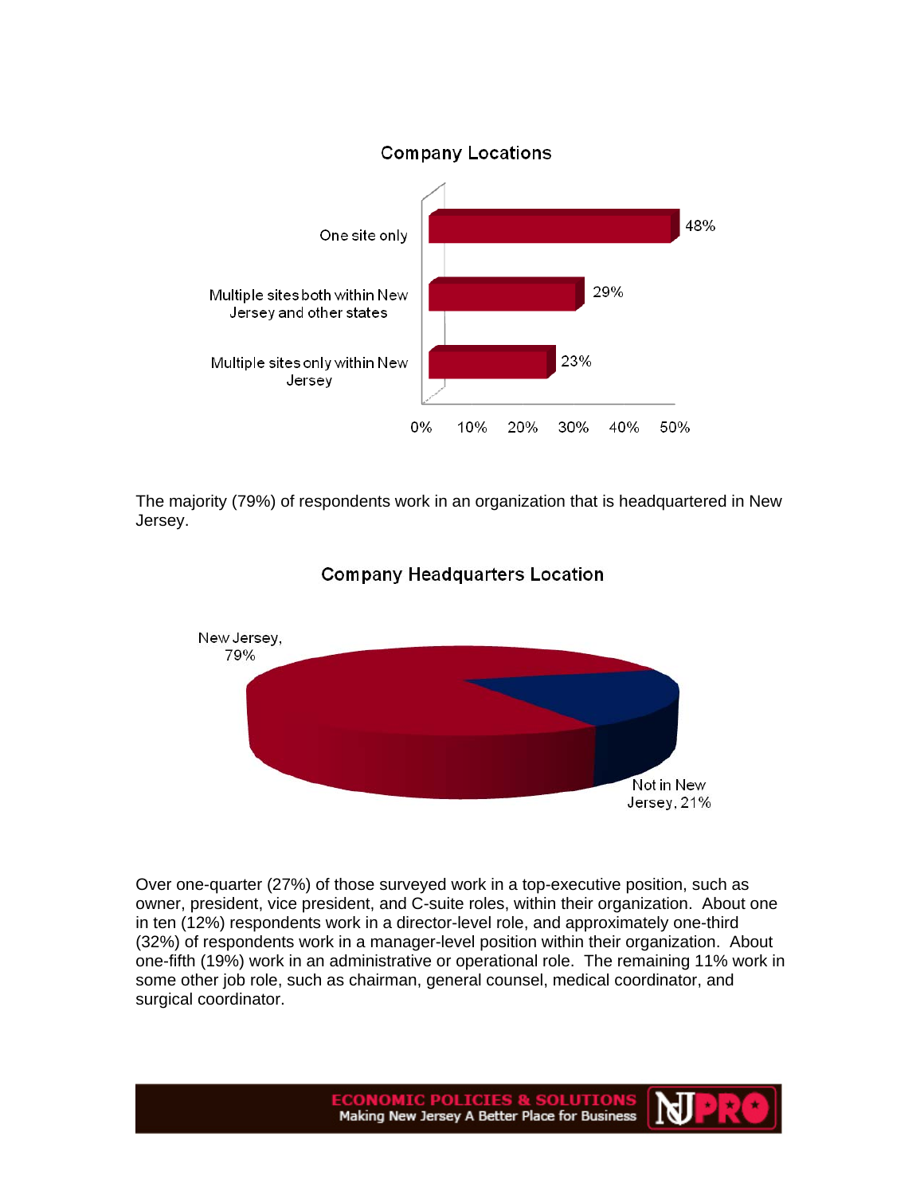### Company Locations

| Location | Percent |
|---|---|
| One site only | 48% |
| Multiple sites both within New Jersey and other states | 29% |
| Multiple sites only within New Jersey | 23% |

The majority (79%) of respondents work in an organization that is headquartered in New Jersey.

### Company Headquarters Location

| Location | Percent |
|---|---|
| New Jersey | 79% |
| Not in New Jersey | 21% |

Over one-quarter (27%) of those surveyed work in a top-executive position, such as owner, president, vice president, and C-suite roles, within their organization. About one in ten (12%) respondents work in a director-level role, and approximately one-third (32%) of respondents work in a manager-level position within their organization. About one-fifth (19%) work in an administrative or operational role. The remaining 11% work in some other job role, such as chairman, general counsel, medical coordinator, and surgical coordinator.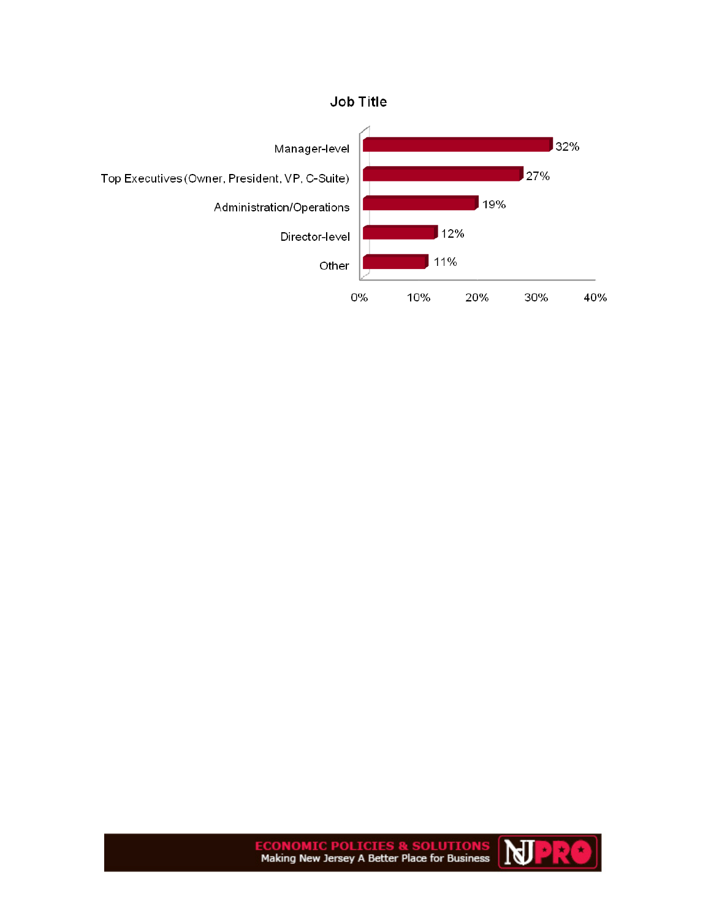## Job Title

| Job Title | Percentage |
| --- | --- |
| Manager-level | 32% |
| Top Executives (Owner, President, VP, C-Suite) | 27% |
| Administration/Operations | 19% |
| Director-level | 12% |
| Other | 11% |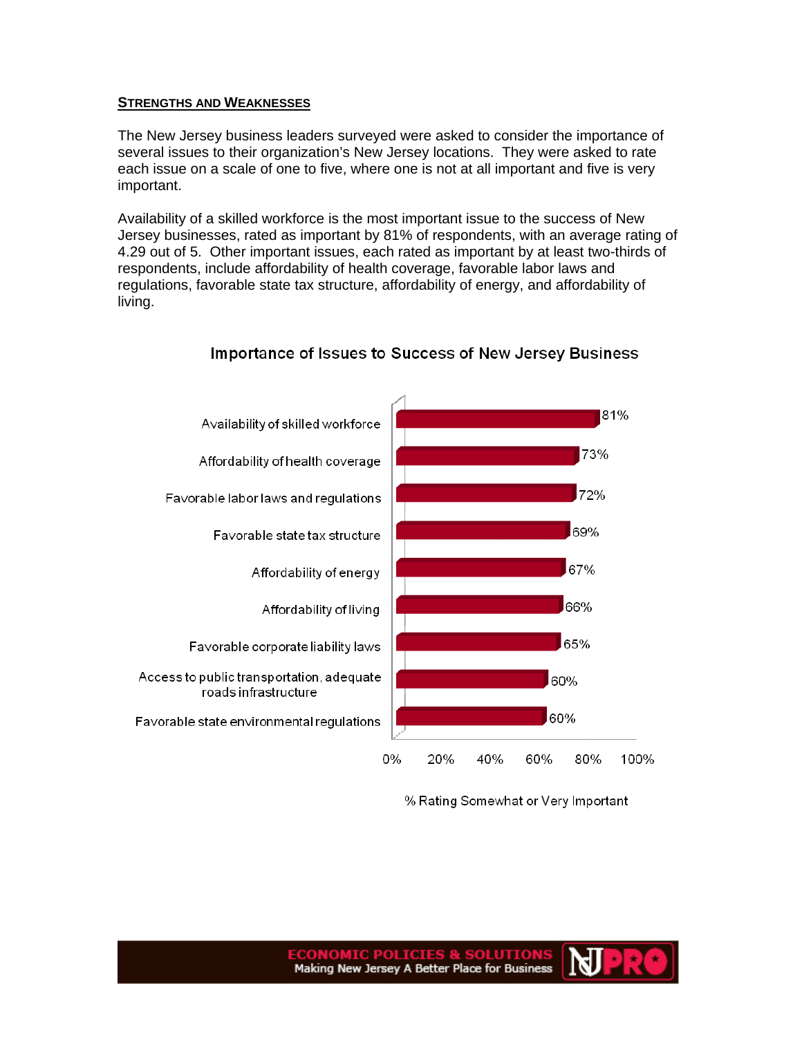## STRENGTHS AND WEAKNESSES

The New Jersey business leaders surveyed were asked to consider the importance of several issues to their organization's New Jersey locations. They were asked to rate each issue on a scale of one to five, where one is not at all important and five is very important.

Availability of a skilled workforce is the most important issue to the success of New Jersey businesses, rated as important by 81% of respondents, with an average rating of 4.29 out of 5. Other important issues, each rated as important by at least two-thirds of respondents, include affordability of health coverage, favorable labor laws and regulations, favorable state tax structure, affordability of energy, and affordability of living.

**Importance of Issues to Success of New Jersey Business**

| Issue | % Rating Somewhat or Very Important |
| --- | --- |
| Availability of skilled workforce | 81% |
| Affordability of health coverage | 73% |
| Favorable labor laws and regulations | 72% |
| Favorable state tax structure | 69% |
| Affordability of energy | 67% |
| Affordability of living | 66% |
| Favorable corporate liability laws | 65% |
| Access to public transportation, adequate roads infrastructure | 60% |
| Favorable state environmental regulations | 60% |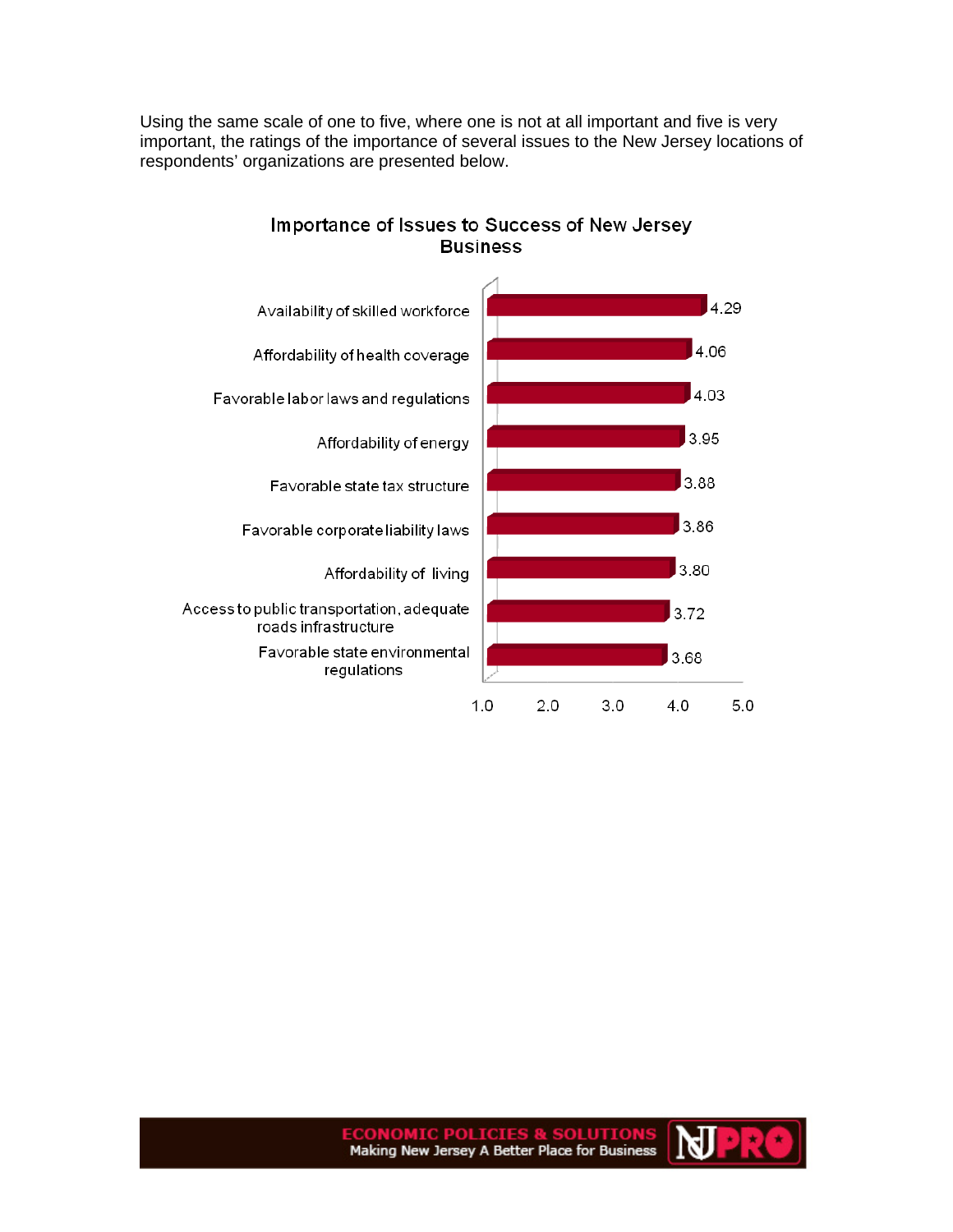Using the same scale of one to five, where one is not at all important and five is very important, the ratings of the importance of several issues to the New Jersey locations of respondents' organizations are presented below.

**Importance of Issues to Success of New Jersey Business**

| Issue | Rating |
| --- | --- |
| Availability of skilled workforce | 4.29 |
| Affordability of health coverage | 4.06 |
| Favorable labor laws and regulations | 4.03 |
| Affordability of energy | 3.95 |
| Favorable state tax structure | 3.88 |
| Favorable corporate liability laws | 3.86 |
| Affordability of living | 3.80 |
| Access to public transportation, adequate roads infrastructure | 3.72 |
| Favorable state environmental regulations | 3.68 |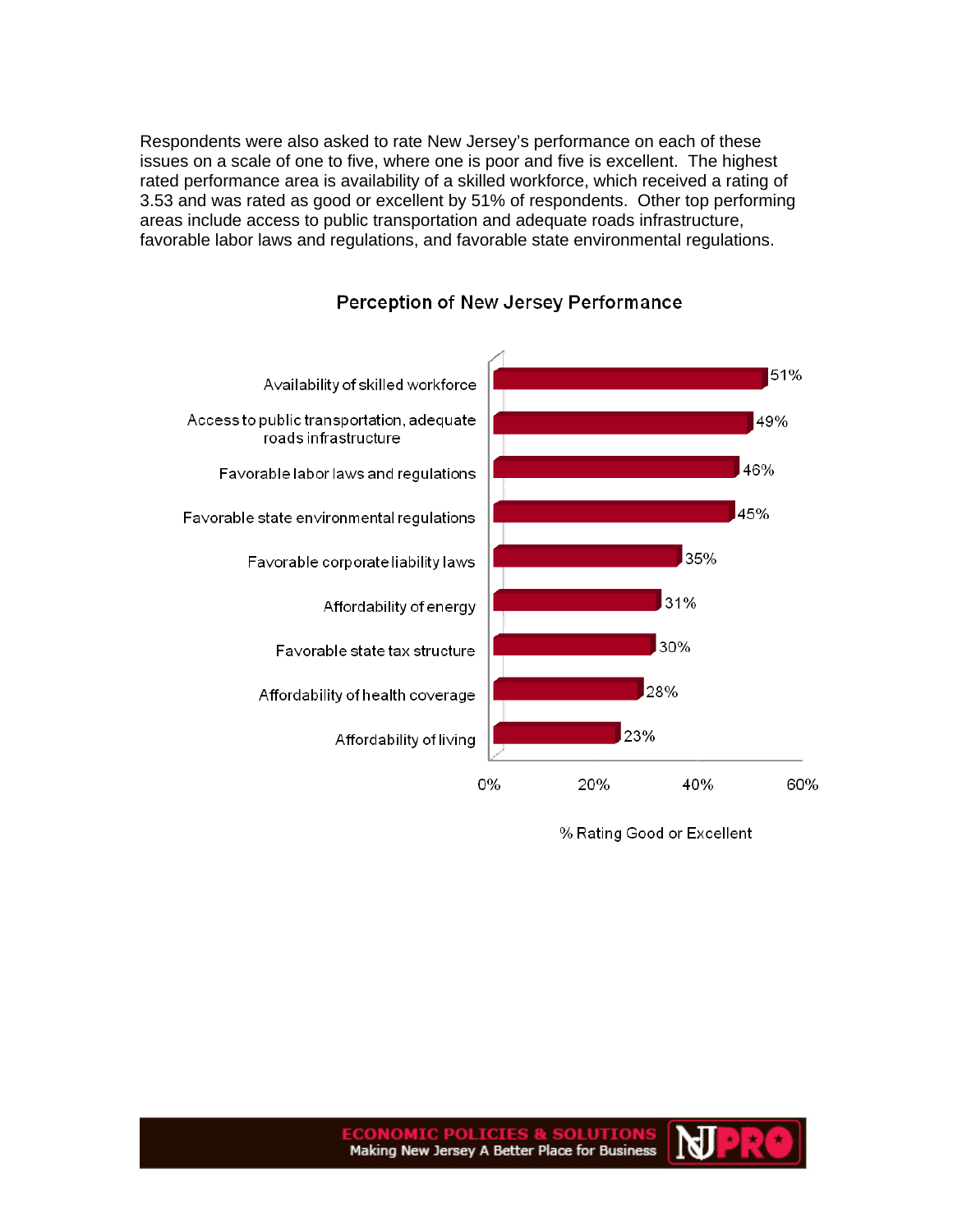Respondents were also asked to rate New Jersey's performance on each of these issues on a scale of one to five, where one is poor and five is excellent. The highest rated performance area is availability of a skilled workforce, which received a rating of 3.53 and was rated as good or excellent by 51% of respondents. Other top performing areas include access to public transportation and adequate roads infrastructure, favorable labor laws and regulations, and favorable state environmental regulations.

**Perception of New Jersey Performance**

| Issue | % Rating Good or Excellent |
|---|---|
| Availability of skilled workforce | 51% |
| Access to public transportation, adequate roads infrastructure | 49% |
| Favorable labor laws and regulations | 46% |
| Favorable state environmental regulations | 45% |
| Favorable corporate liability laws | 35% |
| Affordability of energy | 31% |
| Favorable state tax structure | 30% |
| Affordability of health coverage | 28% |
| Affordability of living | 23% |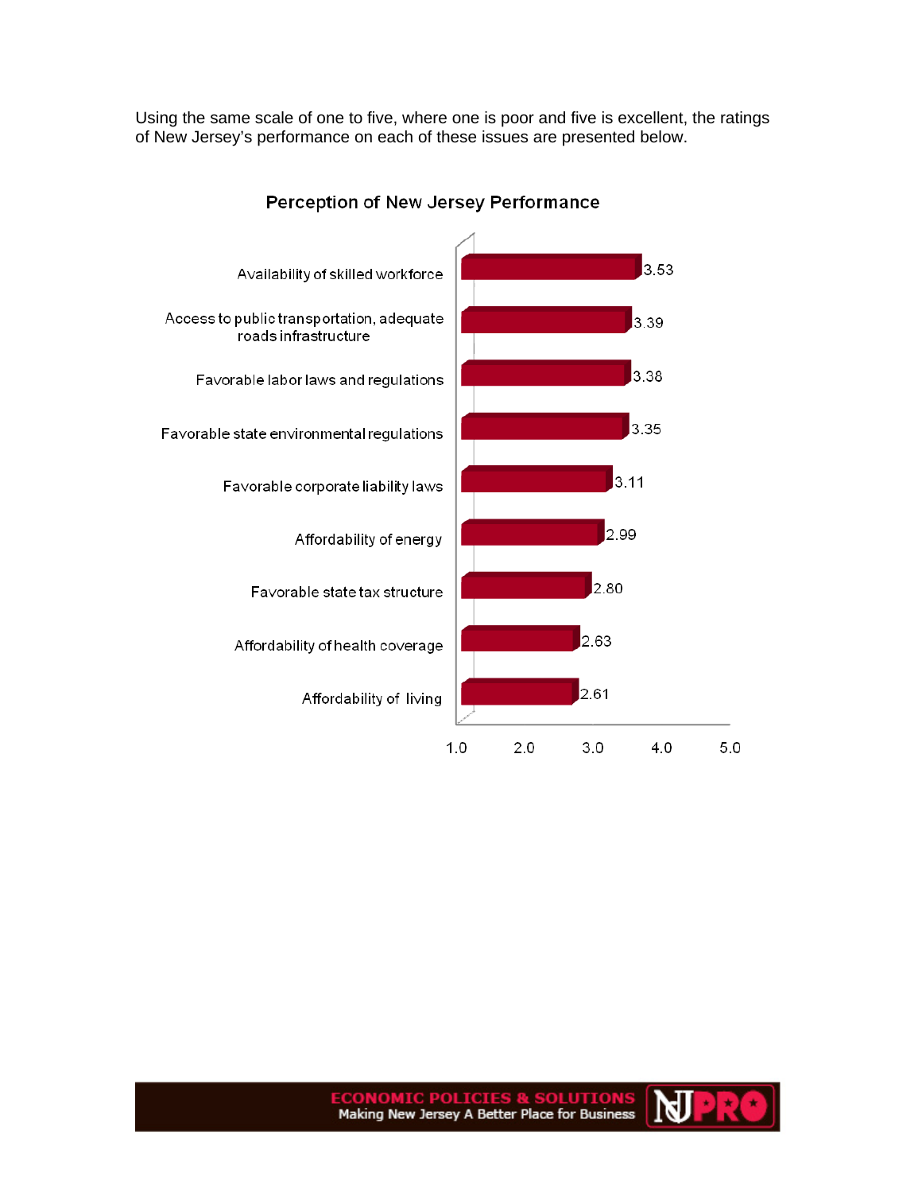Using the same scale of one to five, where one is poor and five is excellent, the ratings of New Jersey's performance on each of these issues are presented below.

**Perception of New Jersey Performance**

| Issue | Rating |
|---|---|
| Availability of skilled workforce | 3.53 |
| Access to public transportation, adequate roads infrastructure | 3.39 |
| Favorable labor laws and regulations | 3.38 |
| Favorable state environmental regulations | 3.35 |
| Favorable corporate liability laws | 3.11 |
| Affordability of energy | 2.99 |
| Favorable state tax structure | 2.80 |
| Affordability of health coverage | 2.63 |
| Affordability of living | 2.61 |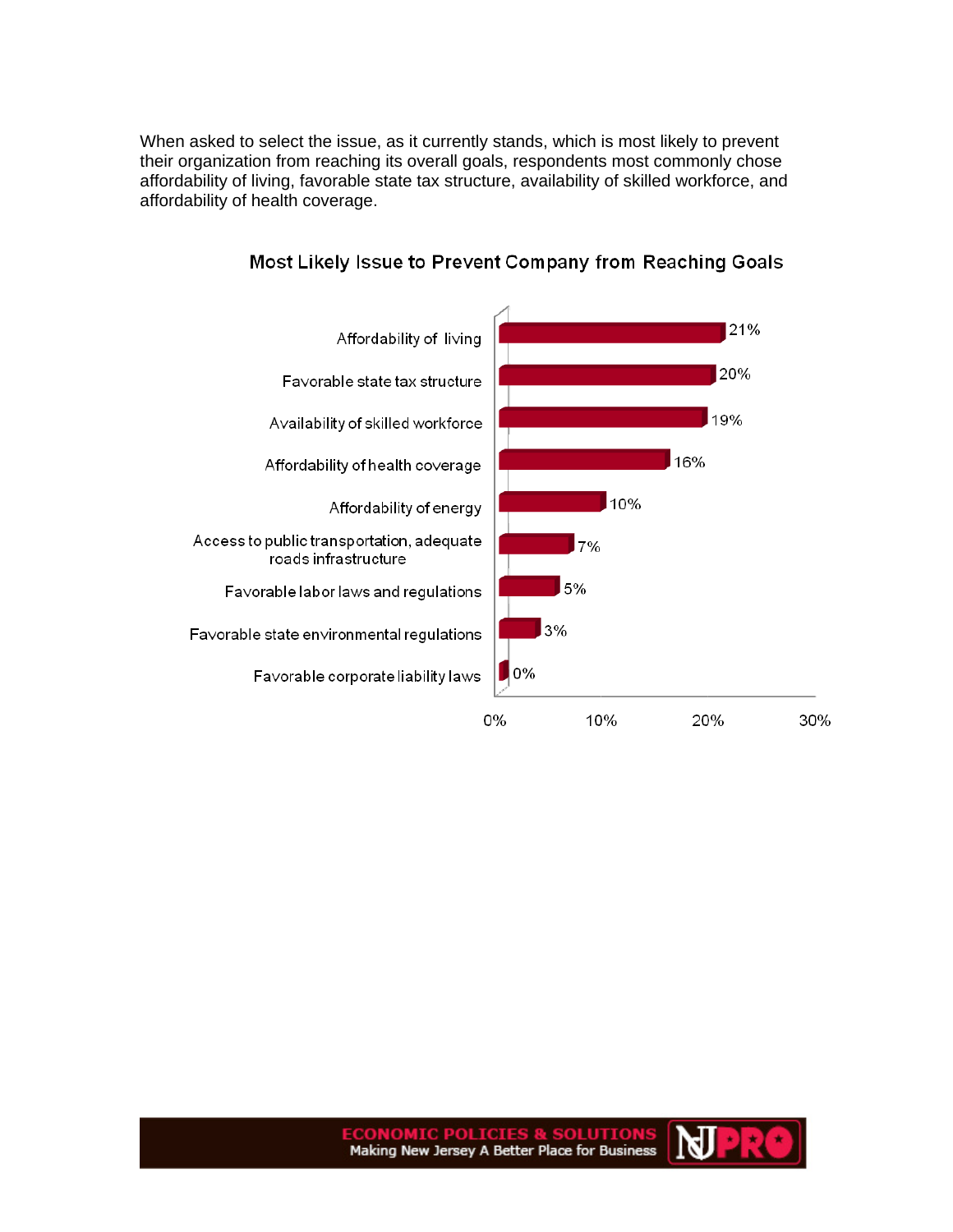When asked to select the issue, as it currently stands, which is most likely to prevent their organization from reaching its overall goals, respondents most commonly chose affordability of living, favorable state tax structure, availability of skilled workforce, and affordability of health coverage.

**Most Likely Issue to Prevent Company from Reaching Goals**

| Issue | Percentage |
| --- | --- |
| Affordability of living | 21% |
| Favorable state tax structure | 20% |
| Availability of skilled workforce | 19% |
| Affordability of health coverage | 16% |
| Affordability of energy | 10% |
| Access to public transportation, adequate roads infrastructure | 7% |
| Favorable labor laws and regulations | 5% |
| Favorable state environmental regulations | 3% |
| Favorable corporate liability laws | 0% |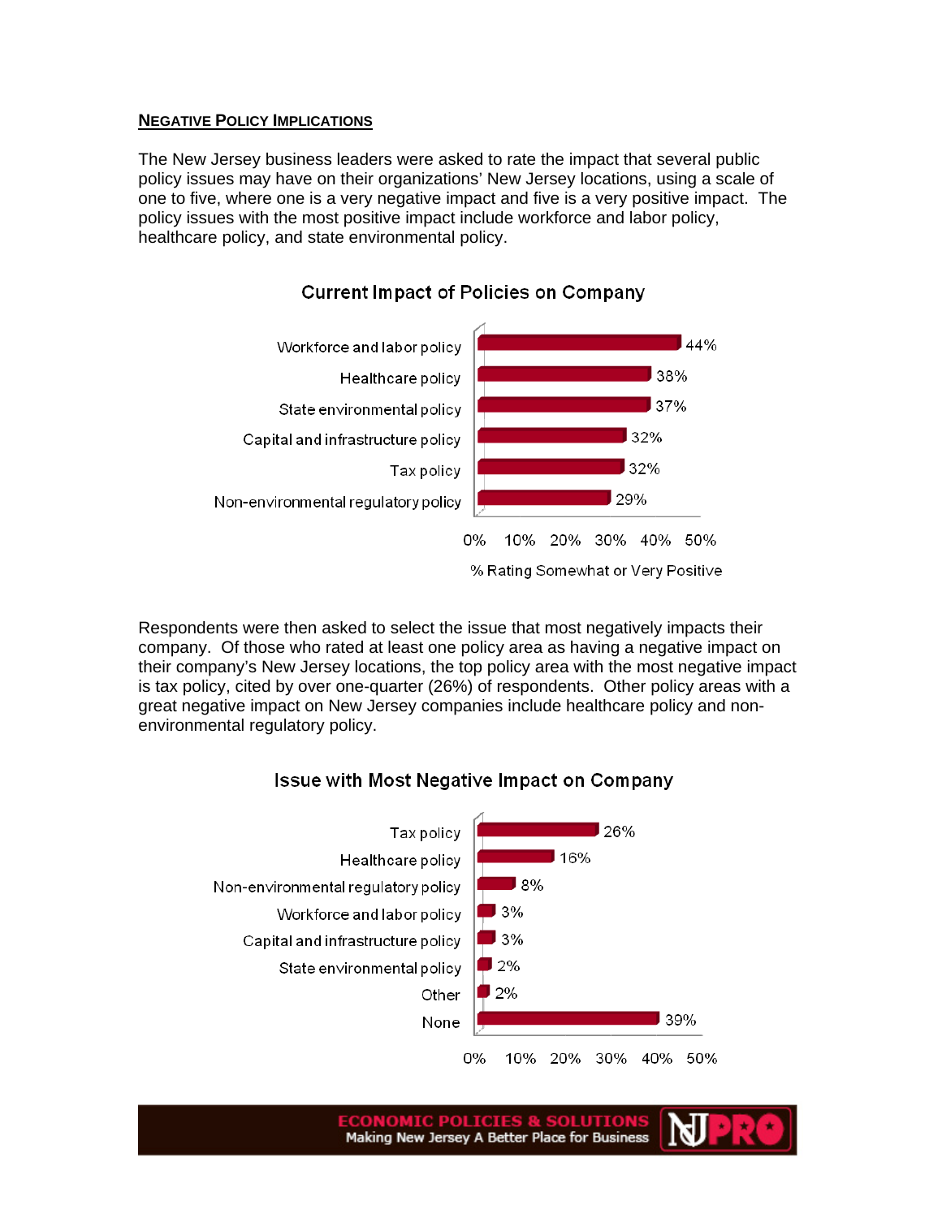## NEGATIVE POLICY IMPLICATIONS

The New Jersey business leaders were asked to rate the impact that several public policy issues may have on their organizations' New Jersey locations, using a scale of one to five, where one is a very negative impact and five is a very positive impact. The policy issues with the most positive impact include workforce and labor policy, healthcare policy, and state environmental policy.

**Current Impact of Policies on Company**

| Policy | % Rating Somewhat or Very Positive |
| --- | --- |
| Workforce and labor policy | 44% |
| Healthcare policy | 38% |
| State environmental policy | 37% |
| Capital and infrastructure policy | 32% |
| Tax policy | 32% |
| Non-environmental regulatory policy | 29% |

Respondents were then asked to select the issue that most negatively impacts their company. Of those who rated at least one policy area as having a negative impact on their company's New Jersey locations, the top policy area with the most negative impact is tax policy, cited by over one-quarter (26%) of respondents. Other policy areas with a great negative impact on New Jersey companies include healthcare policy and non-environmental regulatory policy.

**Issue with Most Negative Impact on Company**

| Issue | % |
| --- | --- |
| Tax policy | 26% |
| Healthcare policy | 16% |
| Non-environmental regulatory policy | 8% |
| Workforce and labor policy | 3% |
| Capital and infrastructure policy | 3% |
| State environmental policy | 2% |
| Other | 2% |
| None | 39% |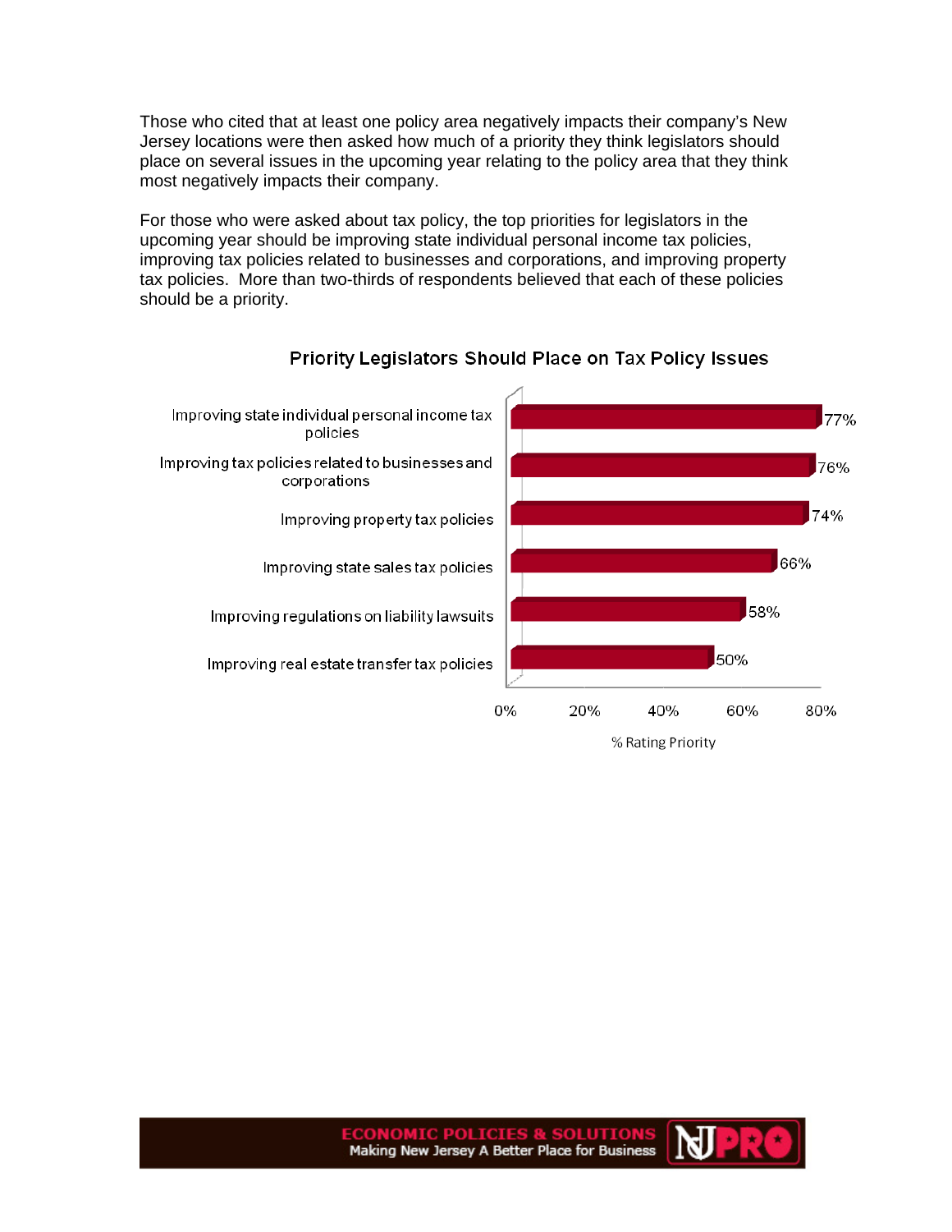Those who cited that at least one policy area negatively impacts their company's New Jersey locations were then asked how much of a priority they think legislators should place on several issues in the upcoming year relating to the policy area that they think most negatively impacts their company.

For those who were asked about tax policy, the top priorities for legislators in the upcoming year should be improving state individual personal income tax policies, improving tax policies related to businesses and corporations, and improving property tax policies. More than two-thirds of respondents believed that each of these policies should be a priority.

**Priority Legislators Should Place on Tax Policy Issues**

| Issue | % Rating Priority |
| --- | --- |
| Improving state individual personal income tax policies | 77% |
| Improving tax policies related to businesses and corporations | 76% |
| Improving property tax policies | 74% |
| Improving state sales tax policies | 66% |
| Improving regulations on liability lawsuits | 58% |
| Improving real estate transfer tax policies | 50% |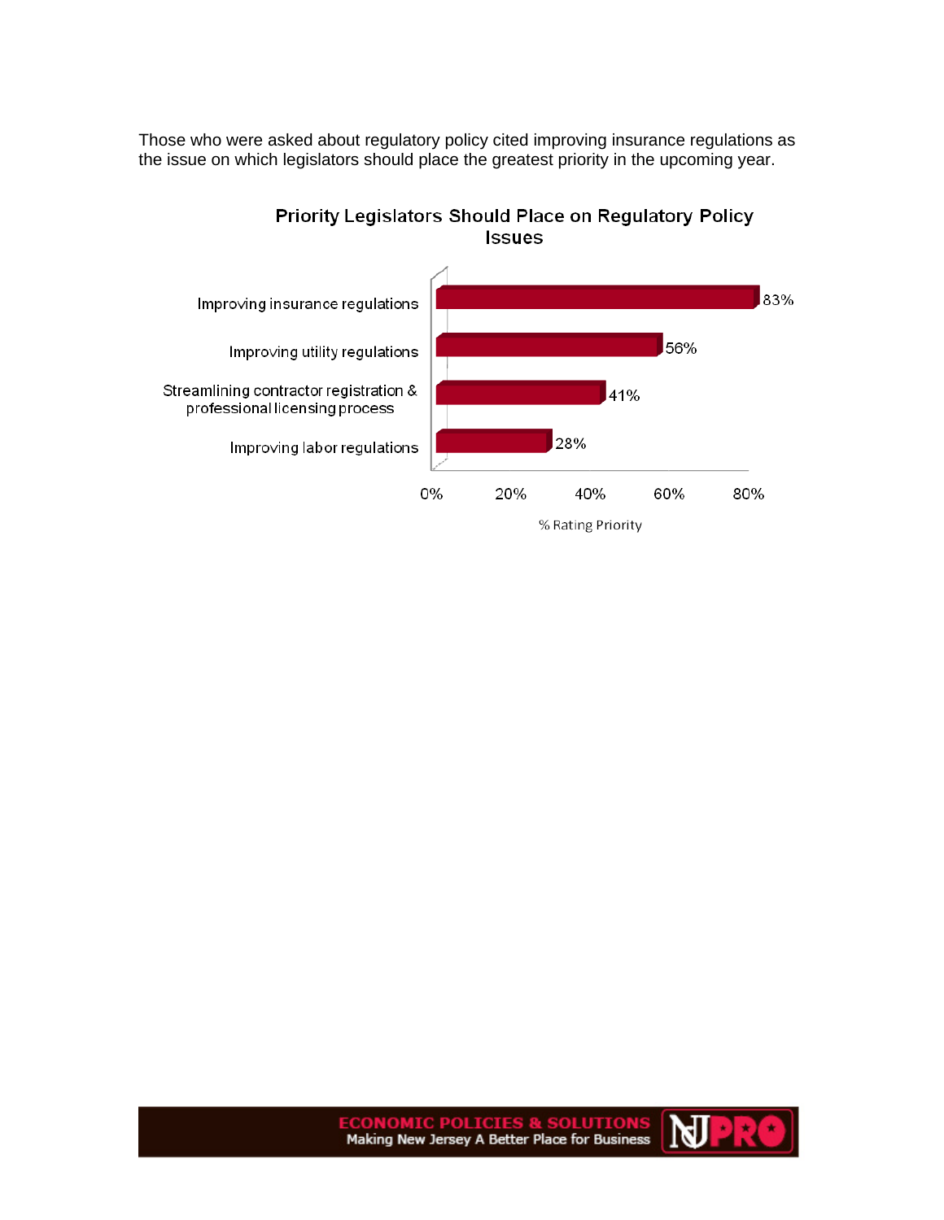Those who were asked about regulatory policy cited improving insurance regulations as the issue on which legislators should place the greatest priority in the upcoming year.

**Priority Legislators Should Place on Regulatory Policy Issues**

| Issue | % Rating Priority |
| --- | --- |
| Improving insurance regulations | 83% |
| Improving utility regulations | 56% |
| Streamlining contractor registration & professional licensing process | 41% |
| Improving labor regulations | 28% |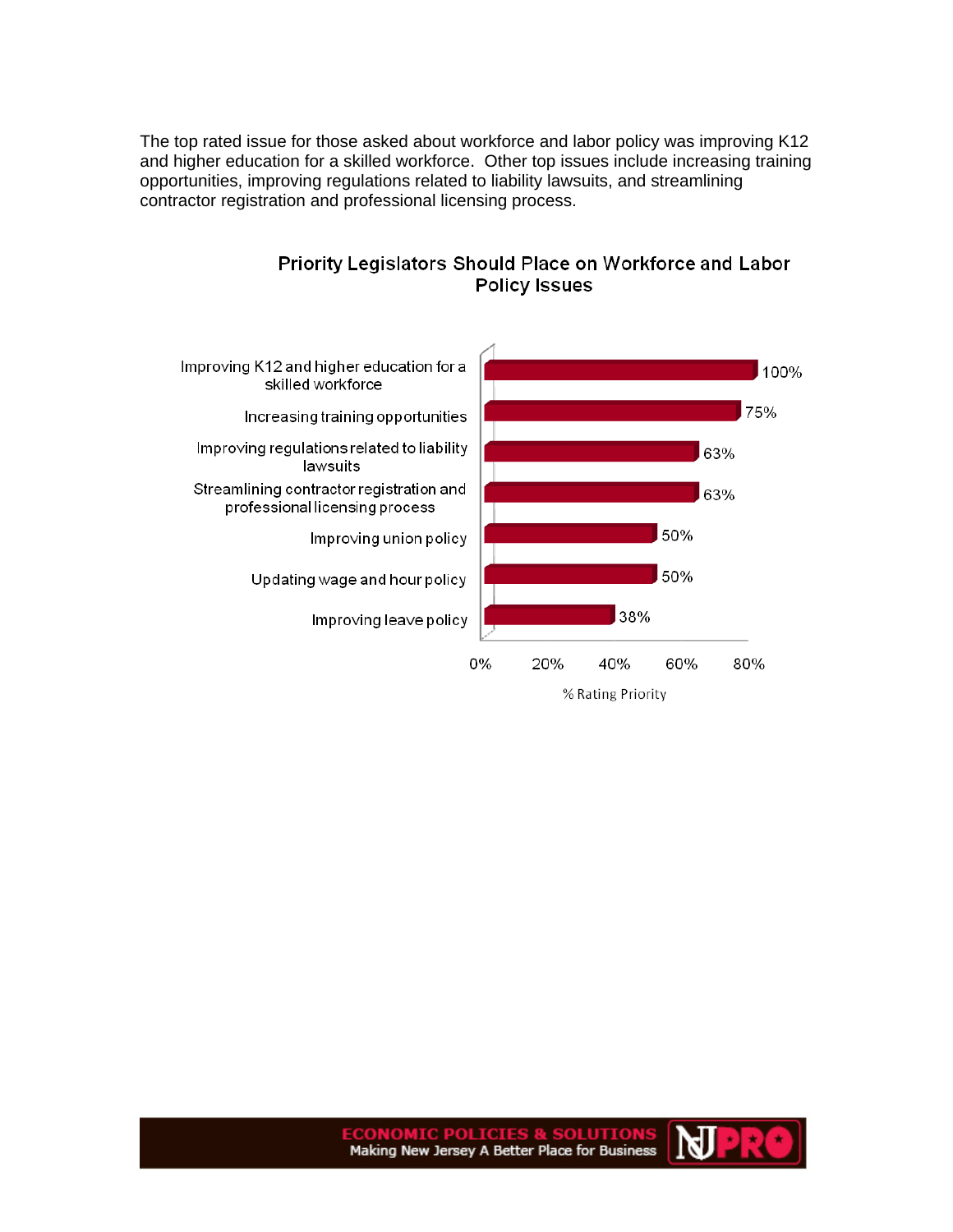The top rated issue for those asked about workforce and labor policy was improving K12 and higher education for a skilled workforce.  Other top issues include increasing training opportunities, improving regulations related to liability lawsuits, and streamlining contractor registration and professional licensing process.

**Priority Legislators Should Place on Workforce and Labor Policy Issues**

| Issue | % Rating Priority |
| --- | --- |
| Improving K12 and higher education for a skilled workforce | 100% |
| Increasing training opportunities | 75% |
| Improving regulations related to liability lawsuits | 63% |
| Streamlining contractor registration and professional licensing process | 63% |
| Improving union policy | 50% |
| Updating wage and hour policy | 50% |
| Improving leave policy | 38% |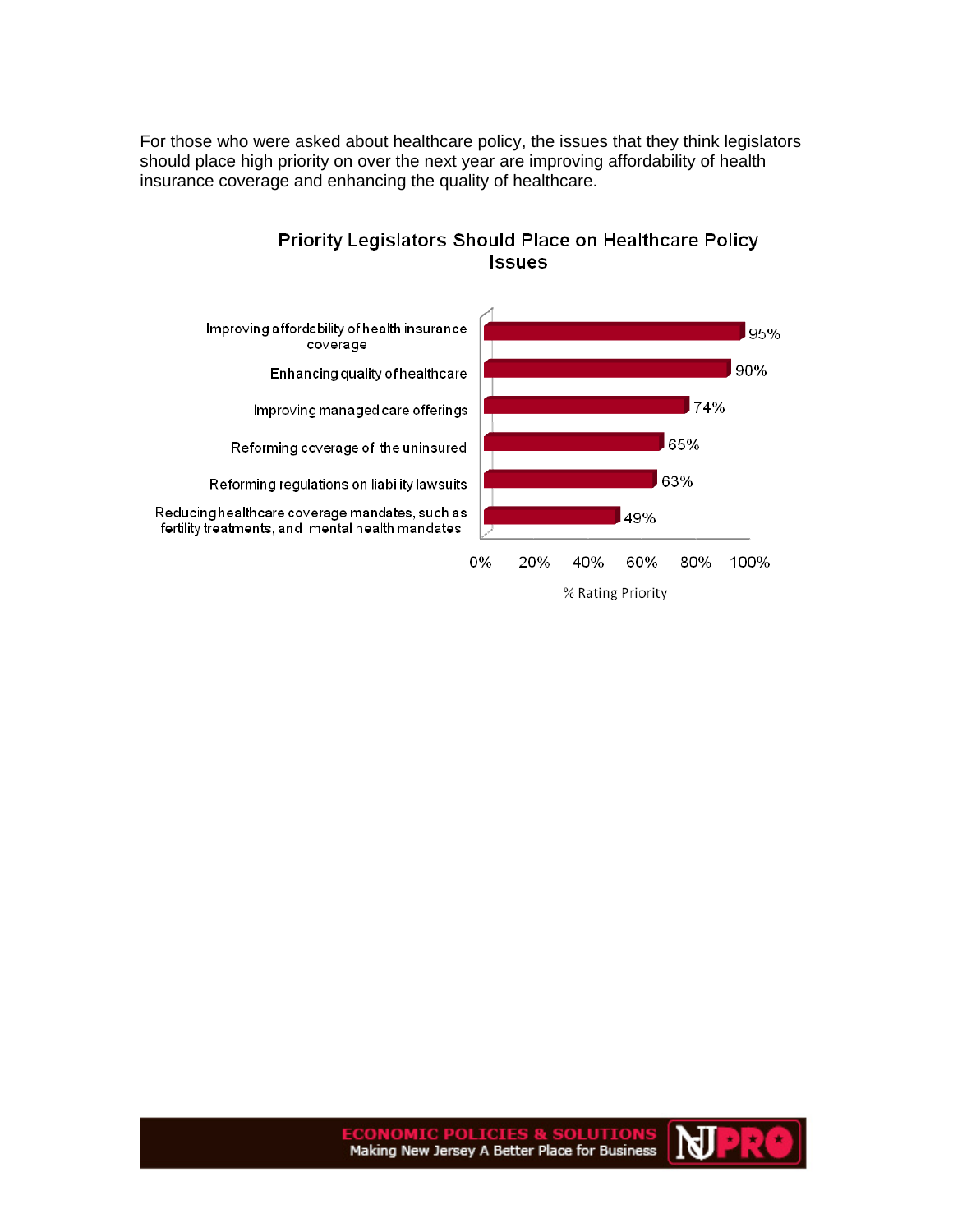For those who were asked about healthcare policy, the issues that they think legislators should place high priority on over the next year are improving affordability of health insurance coverage and enhancing the quality of healthcare.

**Priority Legislators Should Place on Healthcare Policy Issues**

| Issue | % Rating Priority |
| --- | --- |
| Improving affordability of health insurance coverage | 95% |
| Enhancing quality of healthcare | 90% |
| Improving managed care offerings | 74% |
| Reforming coverage of the uninsured | 65% |
| Reforming regulations on liability lawsuits | 63% |
| Reducing healthcare coverage mandates, such as fertility treatments, and mental health mandates | 49% |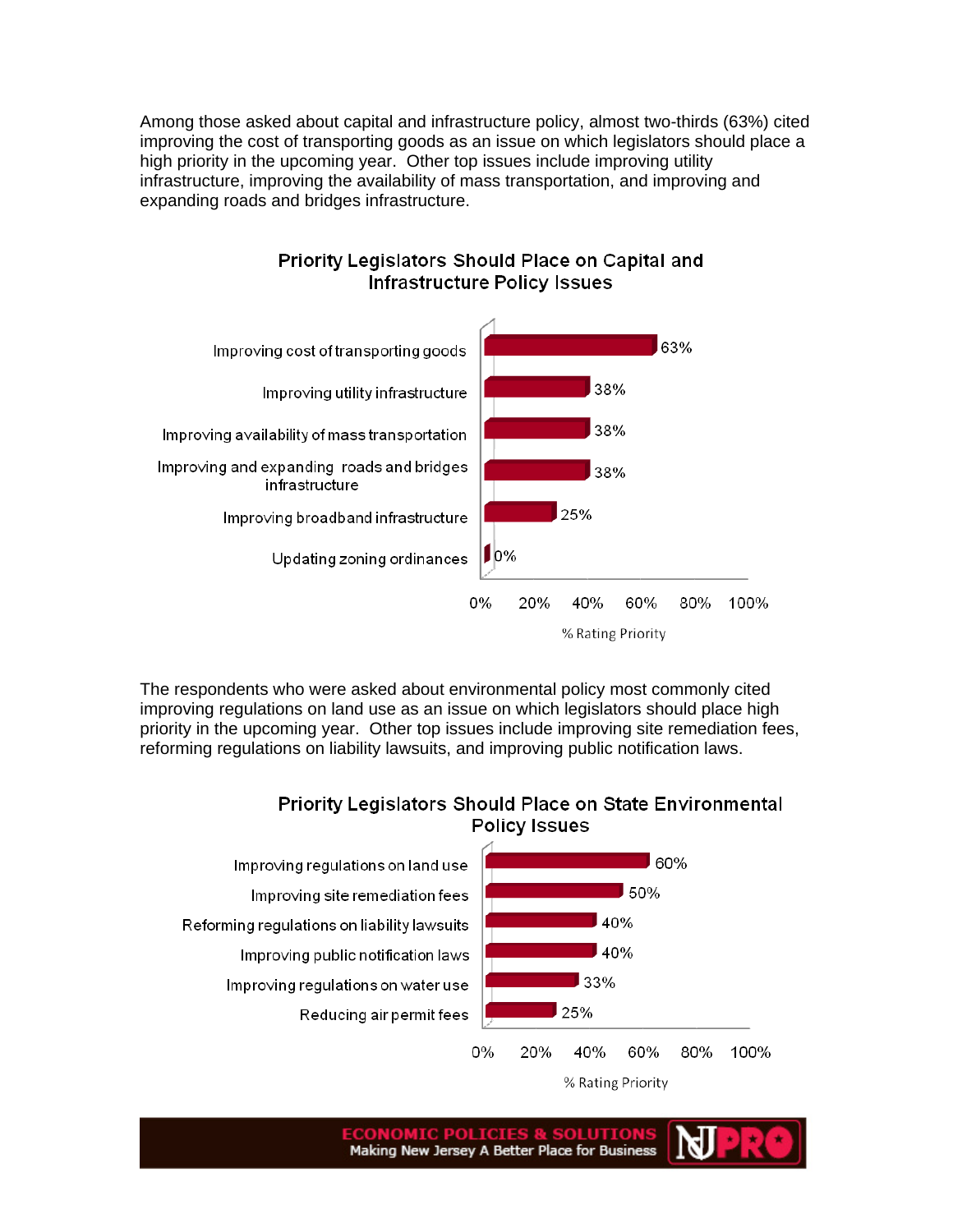Among those asked about capital and infrastructure policy, almost two-thirds (63%) cited improving the cost of transporting goods as an issue on which legislators should place a high priority in the upcoming year. Other top issues include improving utility infrastructure, improving the availability of mass transportation, and improving and expanding roads and bridges infrastructure.

**Priority Legislators Should Place on Capital and Infrastructure Policy Issues**

| Issue | % Rating Priority |
|---|---|
| Improving cost of transporting goods | 63% |
| Improving utility infrastructure | 38% |
| Improving availability of mass transportation | 38% |
| Improving and expanding roads and bridges infrastructure | 38% |
| Improving broadband infrastructure | 25% |
| Updating zoning ordinances | 0% |

The respondents who were asked about environmental policy most commonly cited improving regulations on land use as an issue on which legislators should place high priority in the upcoming year. Other top issues include improving site remediation fees, reforming regulations on liability lawsuits, and improving public notification laws.

**Priority Legislators Should Place on State Environmental Policy Issues**

| Issue | % Rating Priority |
|---|---|
| Improving regulations on land use | 60% |
| Improving site remediation fees | 50% |
| Reforming regulations on liability lawsuits | 40% |
| Improving public notification laws | 40% |
| Improving regulations on water use | 33% |
| Reducing air permit fees | 25% |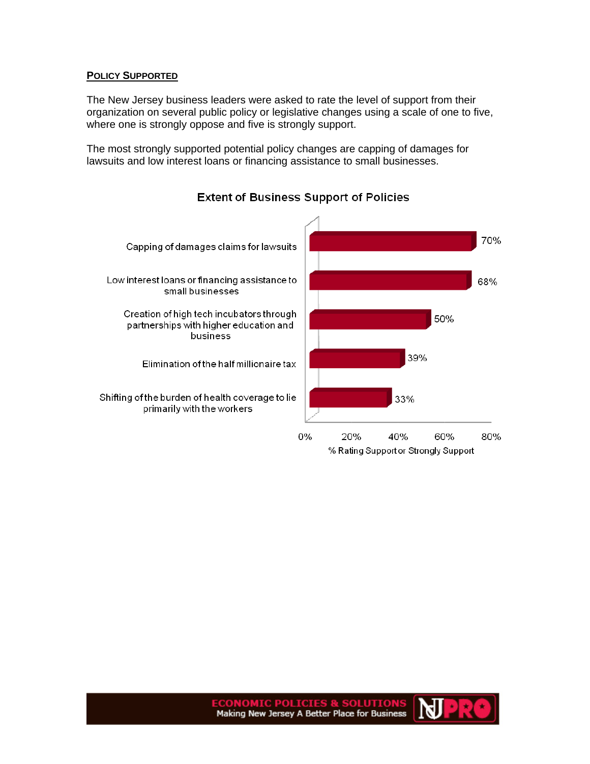**POLICY SUPPORTED**

The New Jersey business leaders were asked to rate the level of support from their organization on several public policy or legislative changes using a scale of one to five, where one is strongly oppose and five is strongly support.

The most strongly supported potential policy changes are capping of damages for lawsuits and low interest loans or financing assistance to small businesses.

**Extent of Business Support of Policies**

| Policy | % Rating Support or Strongly Support |
|---|---|
| Capping of damages claims for lawsuits | 70% |
| Low interest loans or financing assistance to small businesses | 68% |
| Creation of high tech incubators through partnerships with higher education and business | 50% |
| Elimination of the half millionaire tax | 39% |
| Shifting of the burden of health coverage to lie primarily with the workers | 33% |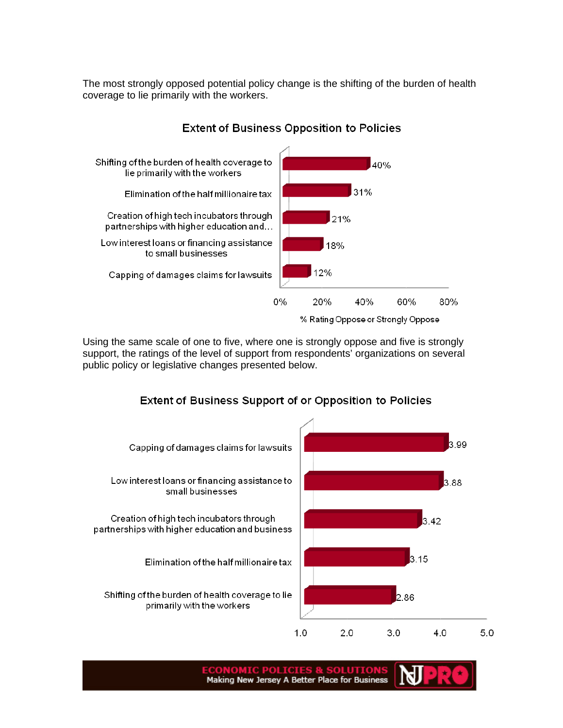The most strongly opposed potential policy change is the shifting of the burden of health coverage to lie primarily with the workers.

**Extent of Business Opposition to Policies**

| Policy | % Rating Oppose or Strongly Oppose |
|---|---|
| Shifting of the burden of health coverage to lie primarily with the workers | 40% |
| Elimination of the half millionaire tax | 31% |
| Creation of high tech incubators through partnerships with higher education and... | 21% |
| Low interest loans or financing assistance to small businesses | 18% |
| Capping of damages claims for lawsuits | 12% |

Using the same scale of one to five, where one is strongly oppose and five is strongly support, the ratings of the level of support from respondents' organizations on several public policy or legislative changes presented below.

**Extent of Business Support of or Opposition to Policies**

| Policy | Rating |
|---|---|
| Capping of damages claims for lawsuits | 3.99 |
| Low interest loans or financing assistance to small businesses | 3.88 |
| Creation of high tech incubators through partnerships with higher education and business | 3.42 |
| Elimination of the half millionaire tax | 3.15 |
| Shifting of the burden of health coverage to lie primarily with the workers | 2.86 |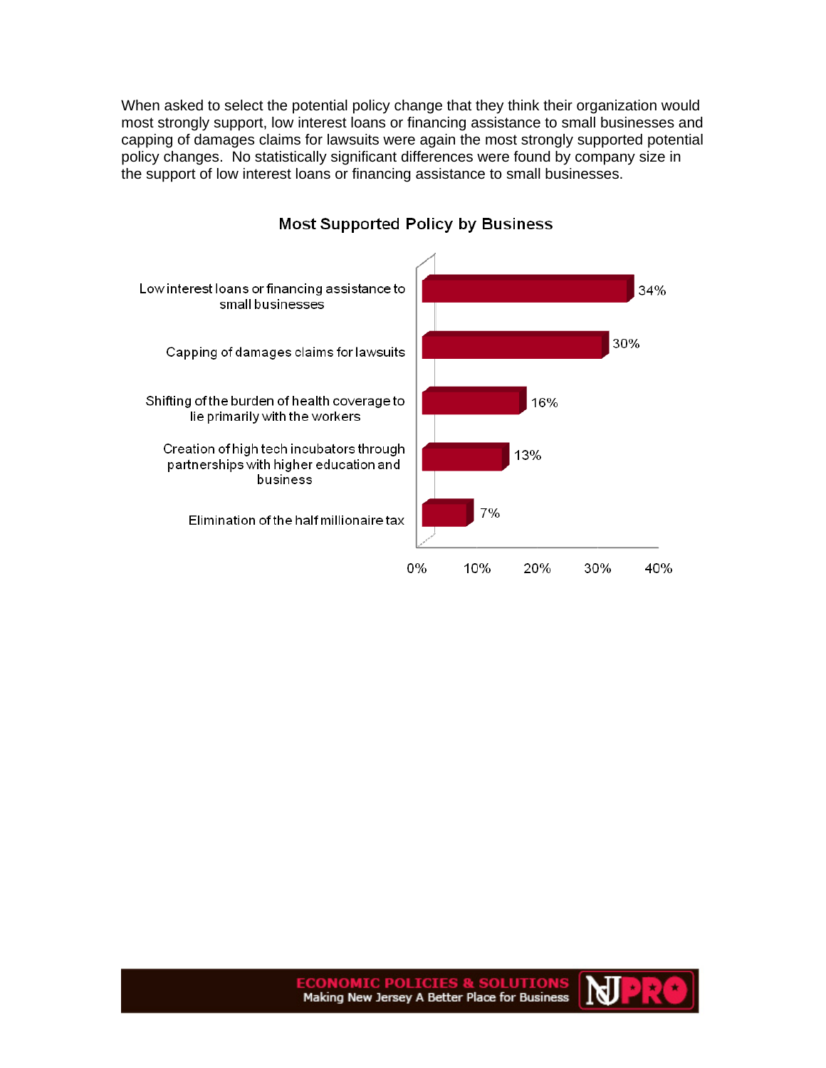When asked to select the potential policy change that they think their organization would most strongly support, low interest loans or financing assistance to small businesses and capping of damages claims for lawsuits were again the most strongly supported potential policy changes. No statistically significant differences were found by company size in the support of low interest loans or financing assistance to small businesses.

**Most Supported Policy by Business**

| Policy | Percent |
| --- | --- |
| Low interest loans or financing assistance to small businesses | 34% |
| Capping of damages claims for lawsuits | 30% |
| Shifting of the burden of health coverage to lie primarily with the workers | 16% |
| Creation of high tech incubators through partnerships with higher education and business | 13% |
| Elimination of the half millionaire tax | 7% |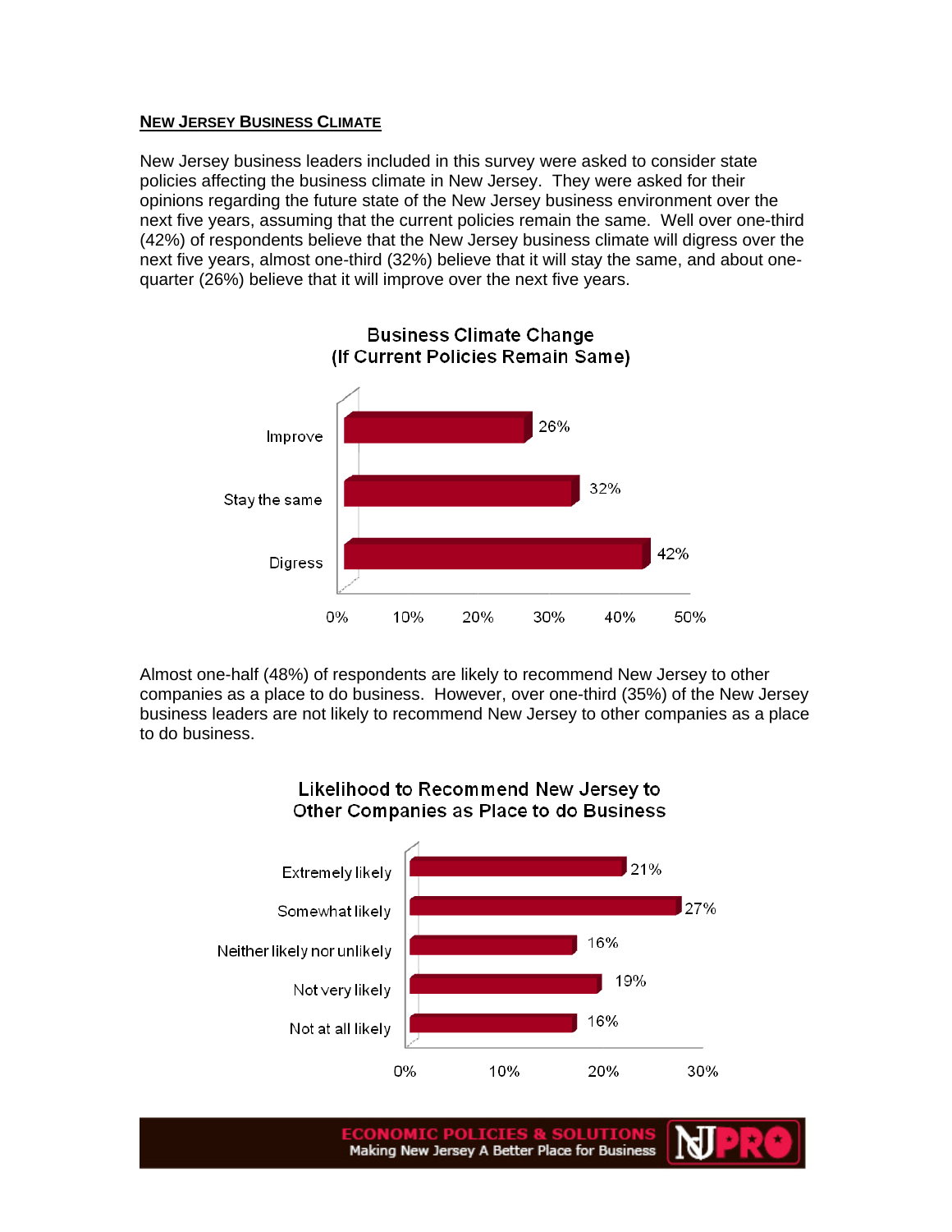## NEW JERSEY BUSINESS CLIMATE

New Jersey business leaders included in this survey were asked to consider state policies affecting the business climate in New Jersey. They were asked for their opinions regarding the future state of the New Jersey business environment over the next five years, assuming that the current policies remain the same. Well over one-third (42%) of respondents believe that the New Jersey business climate will digress over the next five years, almost one-third (32%) believe that it will stay the same, and about one-quarter (26%) believe that it will improve over the next five years.

**Business Climate Change (If Current Policies Remain Same)**

| Response | Percent |
|---|---|
| Improve | 26% |
| Stay the same | 32% |
| Digress | 42% |

Almost one-half (48%) of respondents are likely to recommend New Jersey to other companies as a place to do business. However, over one-third (35%) of the New Jersey business leaders are not likely to recommend New Jersey to other companies as a place to do business.

**Likelihood to Recommend New Jersey to Other Companies as Place to do Business**

| Response | Percent |
|---|---|
| Extremely likely | 21% |
| Somewhat likely | 27% |
| Neither likely nor unlikely | 16% |
| Not very likely | 19% |
| Not at all likely | 16% |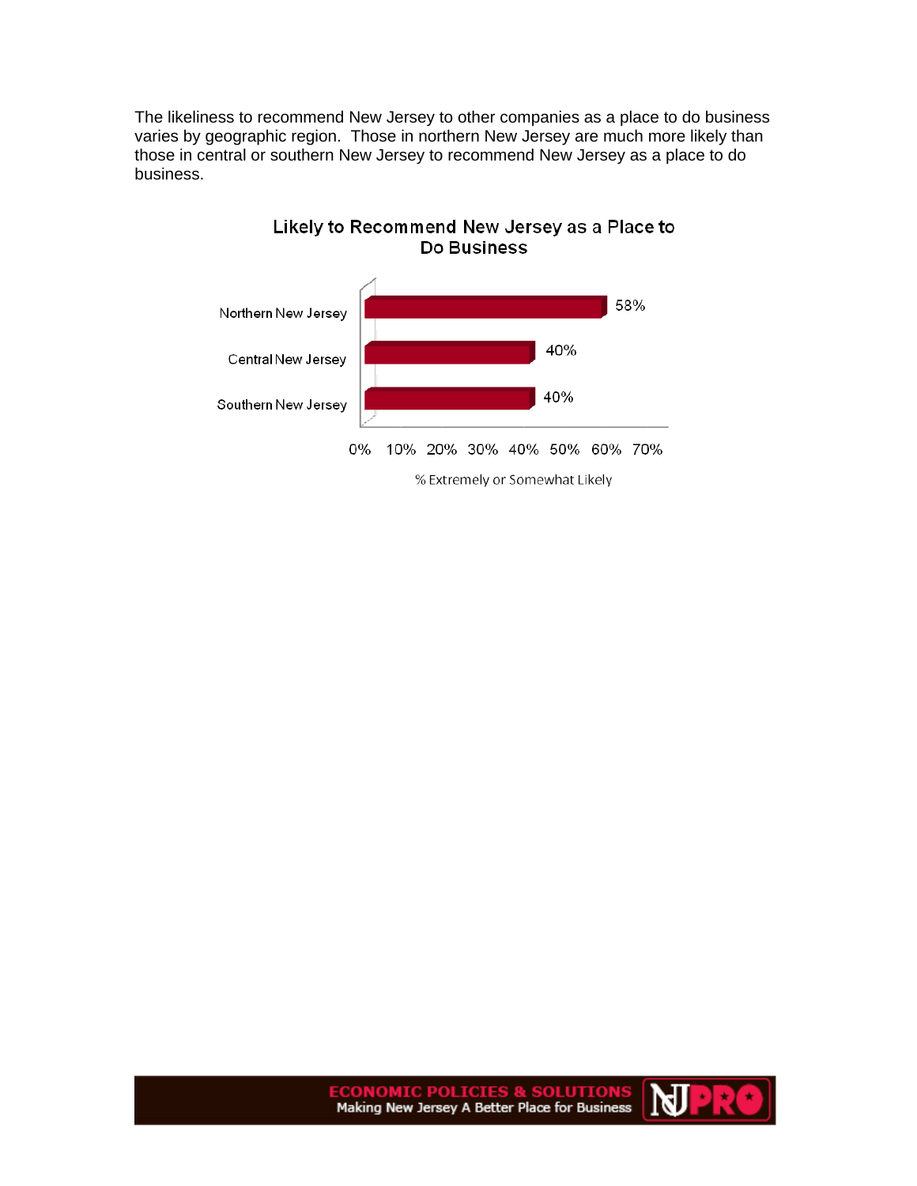The likeliness to recommend New Jersey to other companies as a place to do business varies by geographic region. Those in northern New Jersey are much more likely than those in central or southern New Jersey to recommend New Jersey as a place to do business.

**Likely to Recommend New Jersey as a Place to Do Business**

| Region | % Extremely or Somewhat Likely |
| --- | --- |
| Northern New Jersey | 58% |
| Central New Jersey | 40% |
| Southern New Jersey | 40% |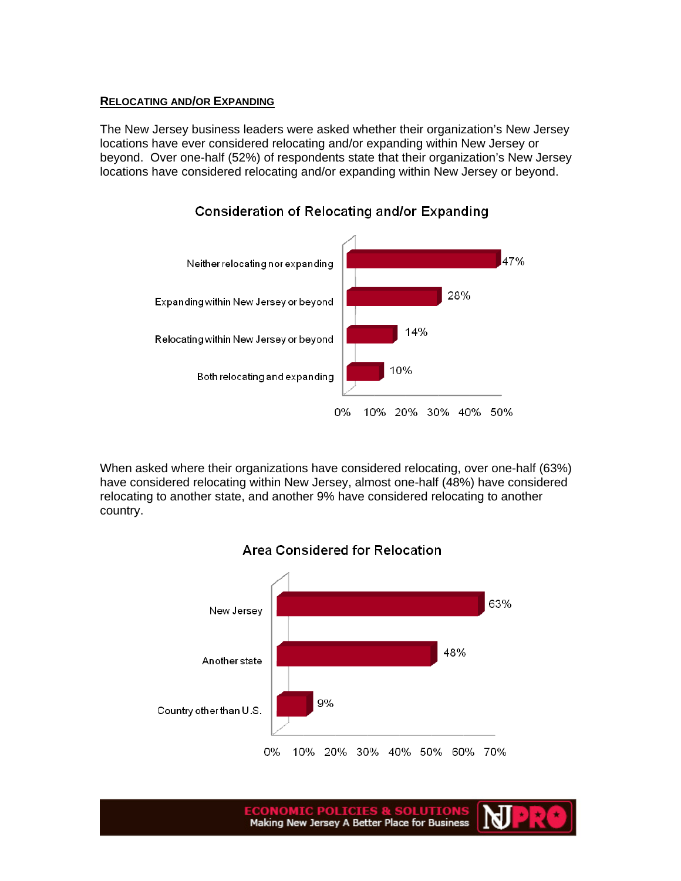## RELOCATING AND/OR EXPANDING

The New Jersey business leaders were asked whether their organization's New Jersey locations have ever considered relocating and/or expanding within New Jersey or beyond. Over one-half (52%) of respondents state that their organization's New Jersey locations have considered relocating and/or expanding within New Jersey or beyond.

**Consideration of Relocating and/or Expanding**

| Response | Percent |
| --- | --- |
| Neither relocating nor expanding | 47% |
| Expanding within New Jersey or beyond | 28% |
| Relocating within New Jersey or beyond | 14% |
| Both relocating and expanding | 10% |

When asked where their organizations have considered relocating, over one-half (63%) have considered relocating within New Jersey, almost one-half (48%) have considered relocating to another state, and another 9% have considered relocating to another country.

**Area Considered for Relocation**

| Area | Percent |
| --- | --- |
| New Jersey | 63% |
| Another state | 48% |
| Country other than U.S. | 9% |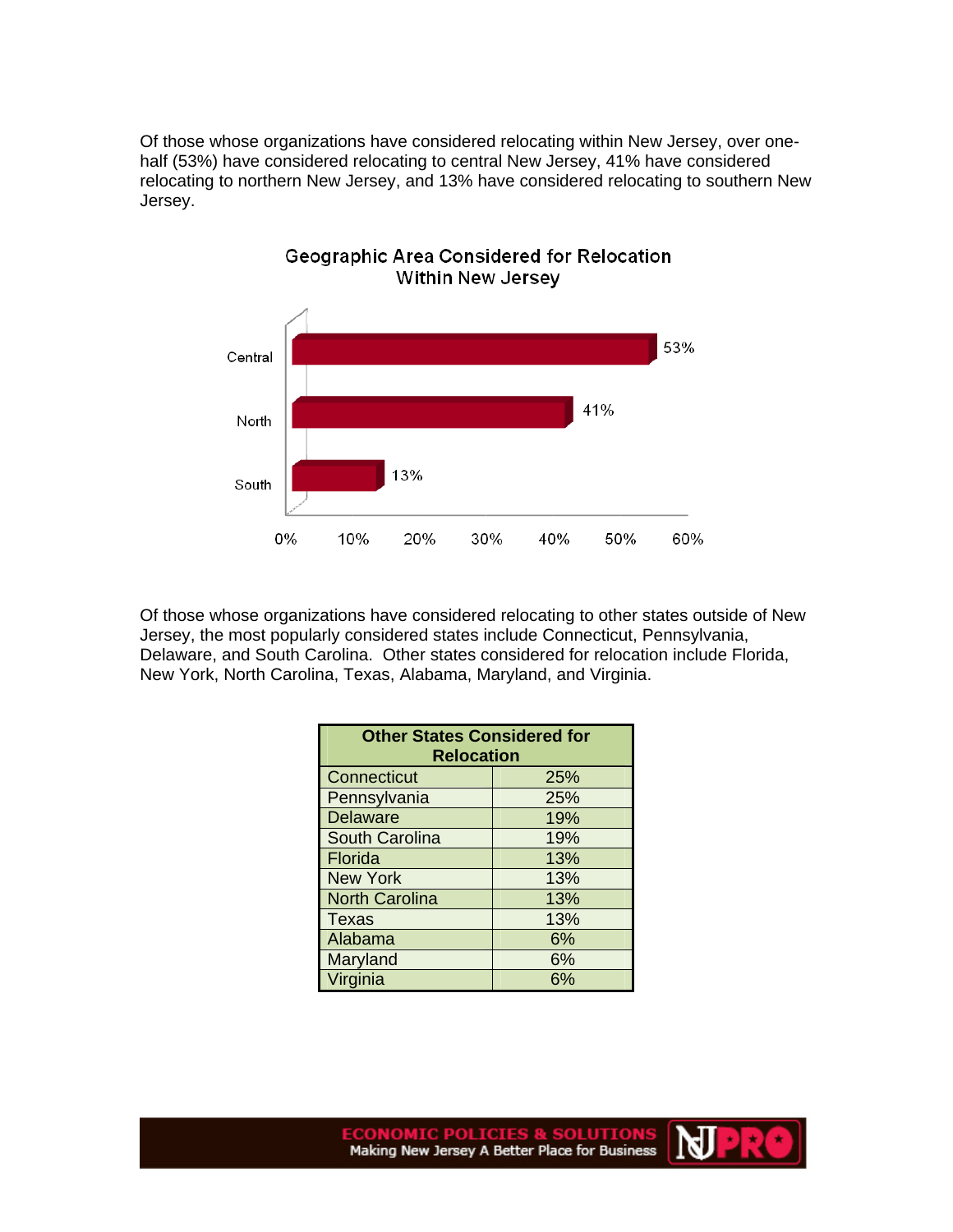Of those whose organizations have considered relocating within New Jersey, over one-half (53%) have considered relocating to central New Jersey, 41% have considered relocating to northern New Jersey, and 13% have considered relocating to southern New Jersey.

**Geographic Area Considered for Relocation Within New Jersey**

| Area | Percent |
|---|---|
| Central | 53% |
| North | 41% |
| South | 13% |

Of those whose organizations have considered relocating to other states outside of New Jersey, the most popularly considered states include Connecticut, Pennsylvania, Delaware, and South Carolina. Other states considered for relocation include Florida, New York, North Carolina, Texas, Alabama, Maryland, and Virginia.

| Other States Considered for Relocation | |
|---|---|
| Connecticut | 25% |
| Pennsylvania | 25% |
| Delaware | 19% |
| South Carolina | 19% |
| Florida | 13% |
| New York | 13% |
| North Carolina | 13% |
| Texas | 13% |
| Alabama | 6% |
| Maryland | 6% |
| Virginia | 6% |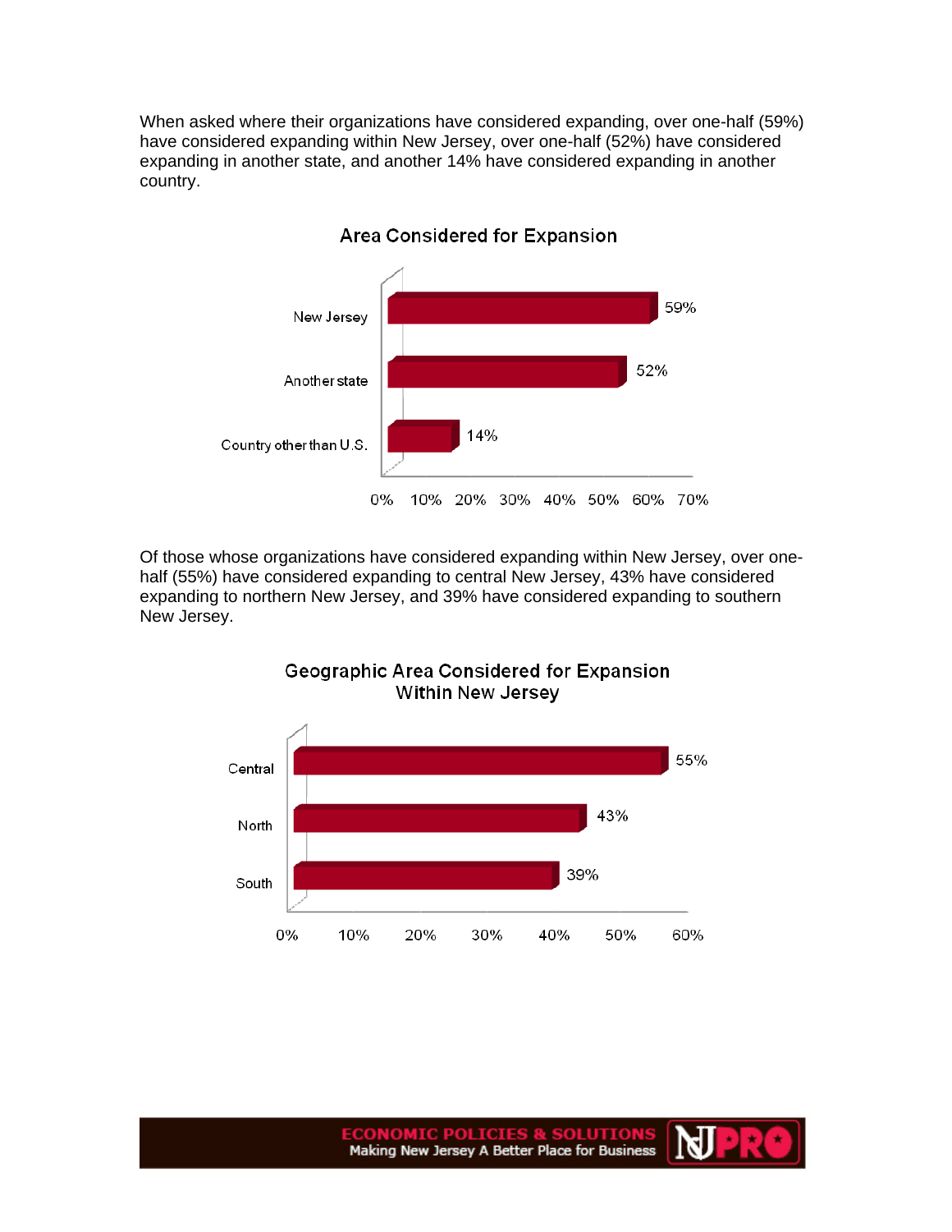When asked where their organizations have considered expanding, over one-half (59%) have considered expanding within New Jersey, over one-half (52%) have considered expanding in another state, and another 14% have considered expanding in another country.

**Area Considered for Expansion**

| Area | Percent |
|---|---|
| New Jersey | 59% |
| Another state | 52% |
| Country other than U.S. | 14% |

Of those whose organizations have considered expanding within New Jersey, over one-half (55%) have considered expanding to central New Jersey, 43% have considered expanding to northern New Jersey, and 39% have considered expanding to southern New Jersey.

**Geographic Area Considered for Expansion Within New Jersey**

| Area | Percent |
|---|---|
| Central | 55% |
| North | 43% |
| South | 39% |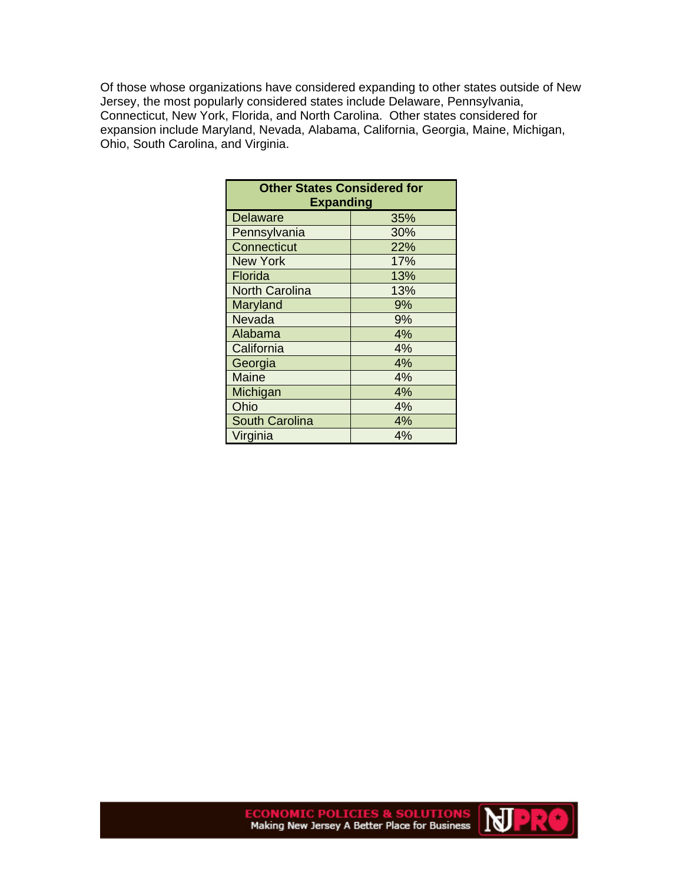Of those whose organizations have considered expanding to other states outside of New Jersey, the most popularly considered states include Delaware, Pennsylvania, Connecticut, New York, Florida, and North Carolina. Other states considered for expansion include Maryland, Nevada, Alabama, California, Georgia, Maine, Michigan, Ohio, South Carolina, and Virginia.

| Other States Considered for Expanding | |
|---|---|
| Delaware | 35% |
| Pennsylvania | 30% |
| Connecticut | 22% |
| New York | 17% |
| Florida | 13% |
| North Carolina | 13% |
| Maryland | 9% |
| Nevada | 9% |
| Alabama | 4% |
| California | 4% |
| Georgia | 4% |
| Maine | 4% |
| Michigan | 4% |
| Ohio | 4% |
| South Carolina | 4% |
| Virginia | 4% |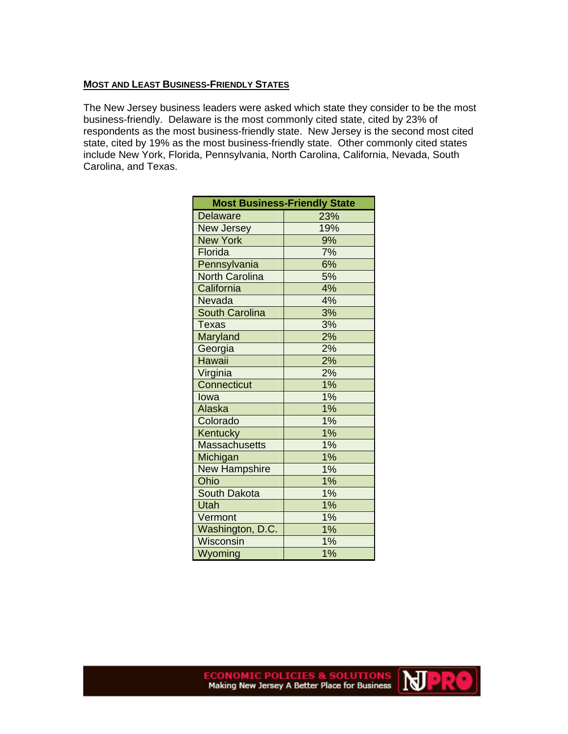## MOST AND LEAST BUSINESS-FRIENDLY STATES

The New Jersey business leaders were asked which state they consider to be the most business-friendly. Delaware is the most commonly cited state, cited by 23% of respondents as the most business-friendly state. New Jersey is the second most cited state, cited by 19% as the most business-friendly state. Other commonly cited states include New York, Florida, Pennsylvania, North Carolina, California, Nevada, South Carolina, and Texas.

| Most Business-Friendly State | |
|---|---|
| Delaware | 23% |
| New Jersey | 19% |
| New York | 9% |
| Florida | 7% |
| Pennsylvania | 6% |
| North Carolina | 5% |
| California | 4% |
| Nevada | 4% |
| South Carolina | 3% |
| Texas | 3% |
| Maryland | 2% |
| Georgia | 2% |
| Hawaii | 2% |
| Virginia | 2% |
| Connecticut | 1% |
| Iowa | 1% |
| Alaska | 1% |
| Colorado | 1% |
| Kentucky | 1% |
| Massachusetts | 1% |
| Michigan | 1% |
| New Hampshire | 1% |
| Ohio | 1% |
| South Dakota | 1% |
| Utah | 1% |
| Vermont | 1% |
| Washington, D.C. | 1% |
| Wisconsin | 1% |
| Wyoming | 1% |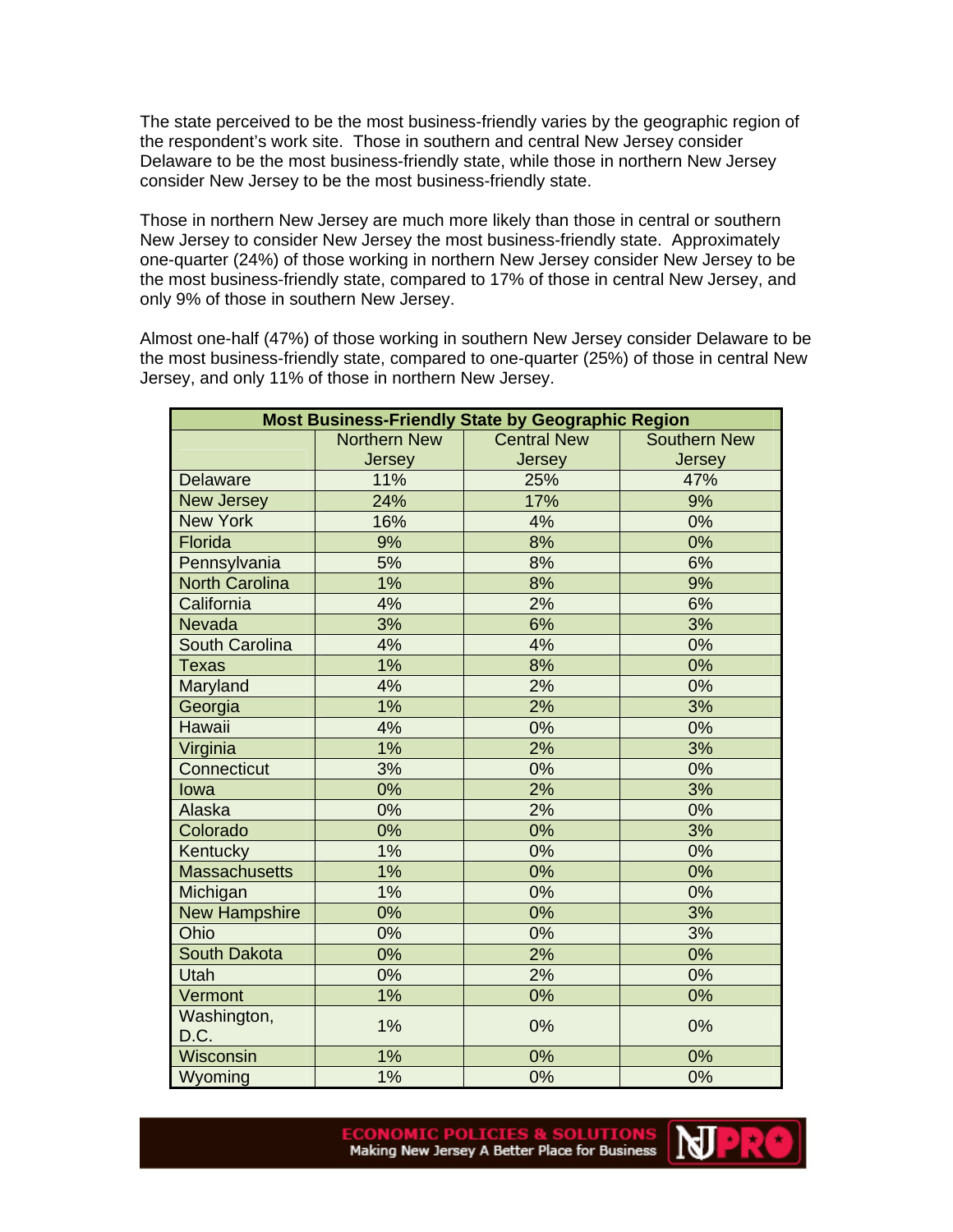The state perceived to be the most business-friendly varies by the geographic region of the respondent's work site. Those in southern and central New Jersey consider Delaware to be the most business-friendly state, while those in northern New Jersey consider New Jersey to be the most business-friendly state.

Those in northern New Jersey are much more likely than those in central or southern New Jersey to consider New Jersey the most business-friendly state. Approximately one-quarter (24%) of those working in northern New Jersey consider New Jersey to be the most business-friendly state, compared to 17% of those in central New Jersey, and only 9% of those in southern New Jersey.

Almost one-half (47%) of those working in southern New Jersey consider Delaware to be the most business-friendly state, compared to one-quarter (25%) of those in central New Jersey, and only 11% of those in northern New Jersey.

**Most Business-Friendly State by Geographic Region**

| | Northern New Jersey | Central New Jersey | Southern New Jersey |
|---|---|---|---|
| Delaware | 11% | 25% | 47% |
| New Jersey | 24% | 17% | 9% |
| New York | 16% | 4% | 0% |
| Florida | 9% | 8% | 0% |
| Pennsylvania | 5% | 8% | 6% |
| North Carolina | 1% | 8% | 9% |
| California | 4% | 2% | 6% |
| Nevada | 3% | 6% | 3% |
| South Carolina | 4% | 4% | 0% |
| Texas | 1% | 8% | 0% |
| Maryland | 4% | 2% | 0% |
| Georgia | 1% | 2% | 3% |
| Hawaii | 4% | 0% | 0% |
| Virginia | 1% | 2% | 3% |
| Connecticut | 3% | 0% | 0% |
| Iowa | 0% | 2% | 3% |
| Alaska | 0% | 2% | 0% |
| Colorado | 0% | 0% | 3% |
| Kentucky | 1% | 0% | 0% |
| Massachusetts | 1% | 0% | 0% |
| Michigan | 1% | 0% | 0% |
| New Hampshire | 0% | 0% | 3% |
| Ohio | 0% | 0% | 3% |
| South Dakota | 0% | 2% | 0% |
| Utah | 0% | 2% | 0% |
| Vermont | 1% | 0% | 0% |
| Washington, D.C. | 1% | 0% | 0% |
| Wisconsin | 1% | 0% | 0% |
| Wyoming | 1% | 0% | 0% |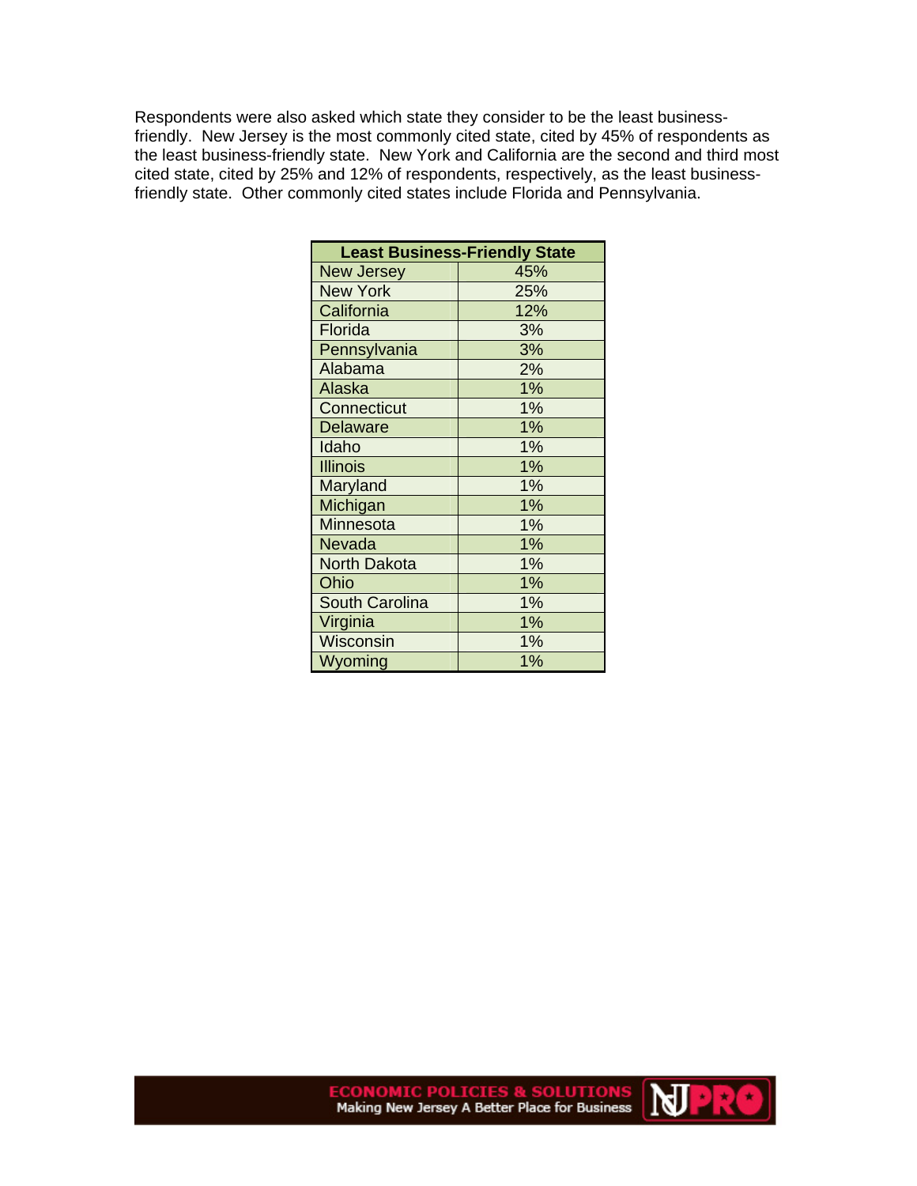Respondents were also asked which state they consider to be the least business-friendly. New Jersey is the most commonly cited state, cited by 45% of respondents as the least business-friendly state. New York and California are the second and third most cited state, cited by 25% and 12% of respondents, respectively, as the least business-friendly state. Other commonly cited states include Florida and Pennsylvania.

| Least Business-Friendly State | |
|---|---|
| New Jersey | 45% |
| New York | 25% |
| California | 12% |
| Florida | 3% |
| Pennsylvania | 3% |
| Alabama | 2% |
| Alaska | 1% |
| Connecticut | 1% |
| Delaware | 1% |
| Idaho | 1% |
| Illinois | 1% |
| Maryland | 1% |
| Michigan | 1% |
| Minnesota | 1% |
| Nevada | 1% |
| North Dakota | 1% |
| Ohio | 1% |
| South Carolina | 1% |
| Virginia | 1% |
| Wisconsin | 1% |
| Wyoming | 1% |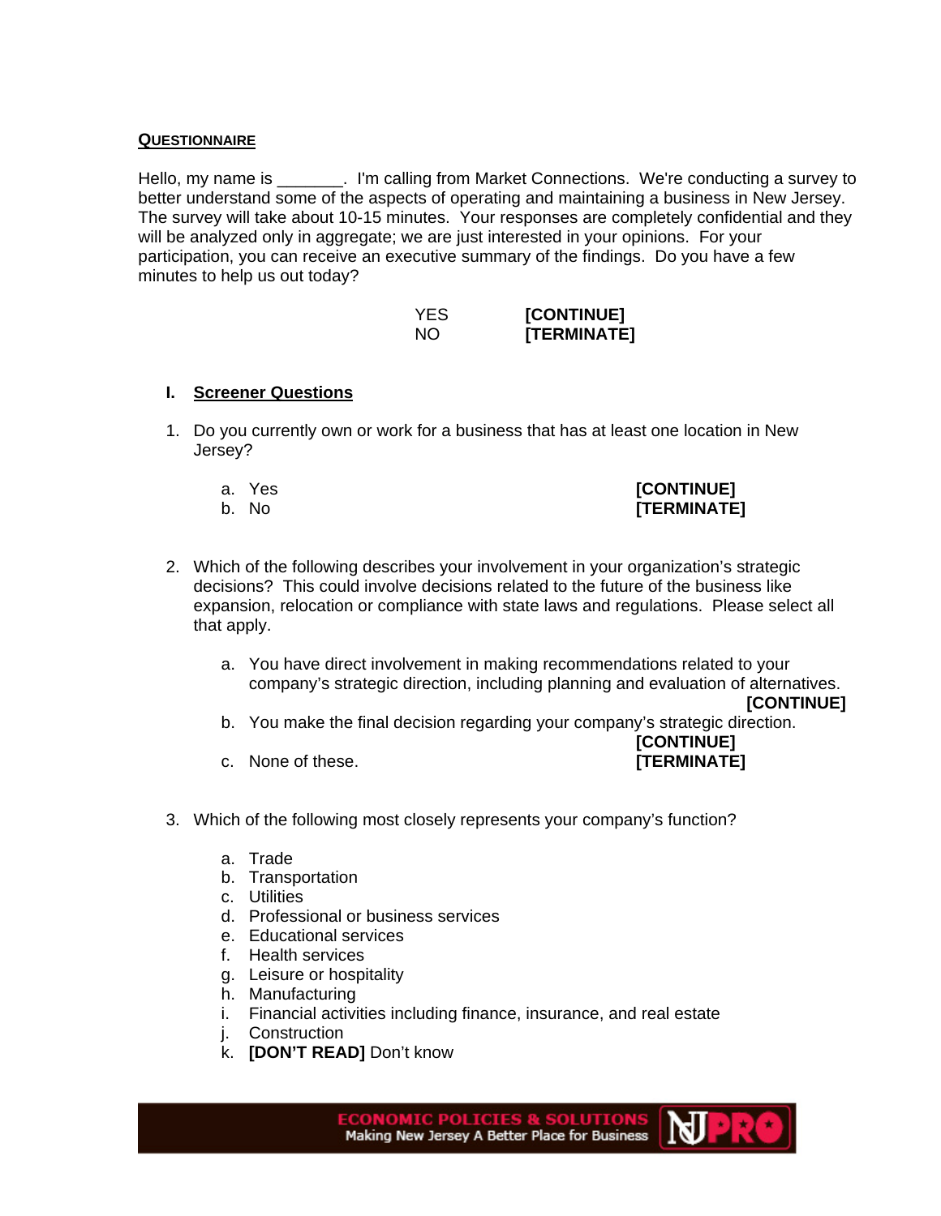## QUESTIONNAIRE

Hello, my name is _______. I'm calling from Market Connections. We're conducting a survey to better understand some of the aspects of operating and maintaining a business in New Jersey. The survey will take about 10-15 minutes. Your responses are completely confidential and they will be analyzed only in aggregate; we are just interested in your opinions. For your participation, you can receive an executive summary of the findings. Do you have a few minutes to help us out today?

YES **[CONTINUE]**
NO **[TERMINATE]**

### I. Screener Questions

1. Do you currently own or work for a business that has at least one location in New Jersey?

   a. Yes **[CONTINUE]**
   b. No **[TERMINATE]**

2. Which of the following describes your involvement in your organization's strategic decisions? This could involve decisions related to the future of the business like expansion, relocation or compliance with state laws and regulations. Please select all that apply.

   a. You have direct involvement in making recommendations related to your company's strategic direction, including planning and evaluation of alternatives. **[CONTINUE]**
   b. You make the final decision regarding your company's strategic direction. **[CONTINUE]**
   c. None of these. **[TERMINATE]**

3. Which of the following most closely represents your company's function?

   a. Trade
   b. Transportation
   c. Utilities
   d. Professional or business services
   e. Educational services
   f. Health services
   g. Leisure or hospitality
   h. Manufacturing
   i. Financial activities including finance, insurance, and real estate
   j. Construction
   k. **[DON'T READ]** Don't know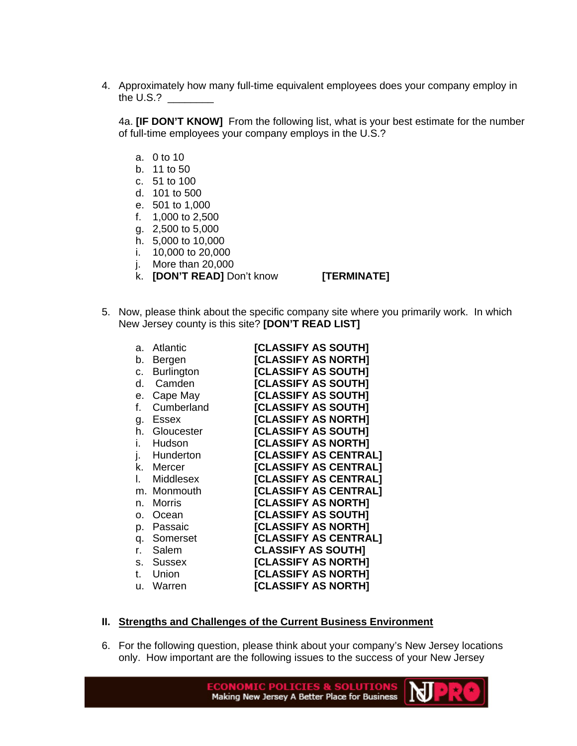4. Approximately how many full-time equivalent employees does your company employ in the U.S.? ________

   4a. **[IF DON'T KNOW]** From the following list, what is your best estimate for the number of full-time employees your company employs in the U.S.?

   a. 0 to 10
   b. 11 to 50
   c. 51 to 100
   d. 101 to 500
   e. 501 to 1,000
   f. 1,000 to 2,500
   g. 2,500 to 5,000
   h. 5,000 to 10,000
   i. 10,000 to 20,000
   j. More than 20,000
   k. **[DON'T READ]** Don't know **[TERMINATE]**

5. Now, please think about the specific company site where you primarily work. In which New Jersey county is this site? **[DON'T READ LIST]**

   a. Atlantic **[CLASSIFY AS SOUTH]**
   b. Bergen **[CLASSIFY AS NORTH]**
   c. Burlington **[CLASSIFY AS SOUTH]**
   d. Camden **[CLASSIFY AS SOUTH]**
   e. Cape May **[CLASSIFY AS SOUTH]**
   f. Cumberland **[CLASSIFY AS SOUTH]**
   g. Essex **[CLASSIFY AS NORTH]**
   h. Gloucester **[CLASSIFY AS SOUTH]**
   i. Hudson **[CLASSIFY AS NORTH]**
   j. Hunderton **[CLASSIFY AS CENTRAL]**
   k. Mercer **[CLASSIFY AS CENTRAL]**
   l. Middlesex **[CLASSIFY AS CENTRAL]**
   m. Monmouth **[CLASSIFY AS CENTRAL]**
   n. Morris **[CLASSIFY AS NORTH]**
   o. Ocean **[CLASSIFY AS SOUTH]**
   p. Passaic **[CLASSIFY AS NORTH]**
   q. Somerset **[CLASSIFY AS CENTRAL]**
   r. Salem **CLASSIFY AS SOUTH]**
   s. Sussex **[CLASSIFY AS NORTH]**
   t. Union **[CLASSIFY AS NORTH]**
   u. Warren **[CLASSIFY AS NORTH]**

## II. Strengths and Challenges of the Current Business Environment

6. For the following question, please think about your company's New Jersey locations only. How important are the following issues to the success of your New Jersey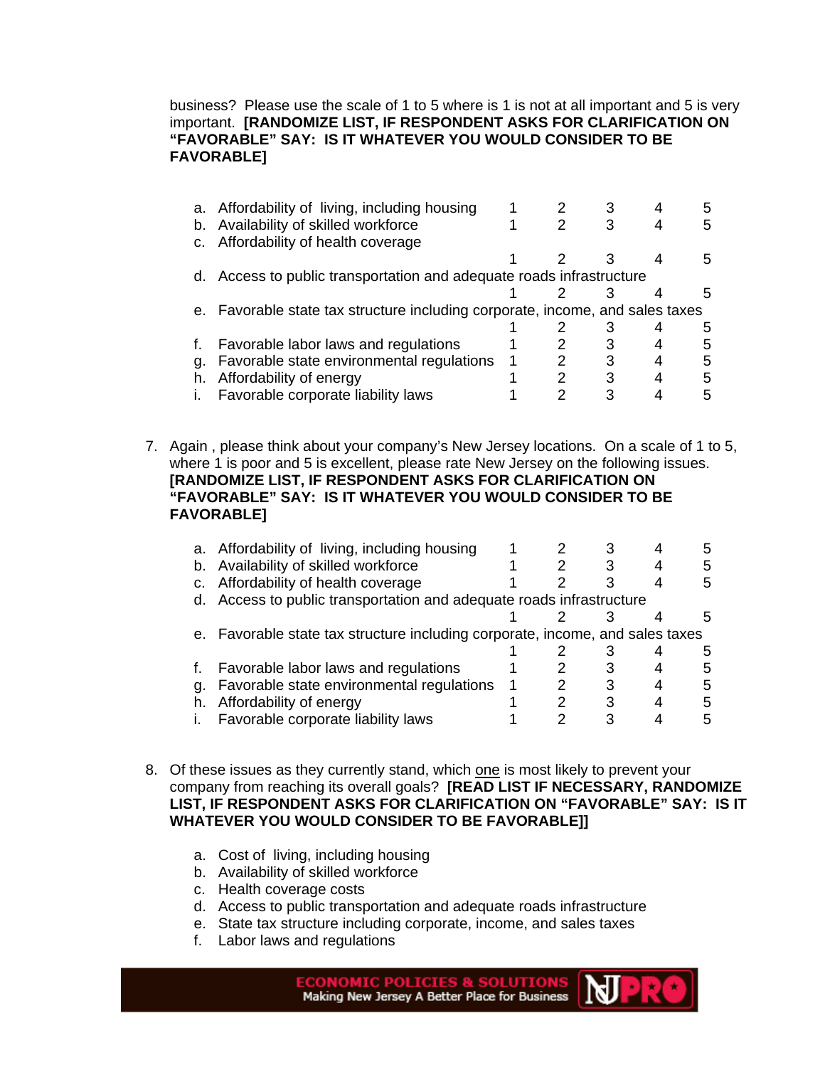business? Please use the scale of 1 to 5 where is 1 is not at all important and 5 is very important. **[RANDOMIZE LIST, IF RESPONDENT ASKS FOR CLARIFICATION ON "FAVORABLE" SAY: IS IT WHATEVER YOU WOULD CONSIDER TO BE FAVORABLE]**

| | | | | | | |
|---|---|---|---|---|---|---|
| a. | Affordability of living, including housing | 1 | 2 | 3 | 4 | 5 |
| b. | Availability of skilled workforce | 1 | 2 | 3 | 4 | 5 |
| c. | Affordability of health coverage | 1 | 2 | 3 | 4 | 5 |
| d. | Access to public transportation and adequate roads infrastructure | 1 | 2 | 3 | 4 | 5 |
| e. | Favorable state tax structure including corporate, income, and sales taxes | 1 | 2 | 3 | 4 | 5 |
| f. | Favorable labor laws and regulations | 1 | 2 | 3 | 4 | 5 |
| g. | Favorable state environmental regulations | 1 | 2 | 3 | 4 | 5 |
| h. | Affordability of energy | 1 | 2 | 3 | 4 | 5 |
| i. | Favorable corporate liability laws | 1 | 2 | 3 | 4 | 5 |

7. Again , please think about your company's New Jersey locations. On a scale of 1 to 5, where 1 is poor and 5 is excellent, please rate New Jersey on the following issues. **[RANDOMIZE LIST, IF RESPONDENT ASKS FOR CLARIFICATION ON "FAVORABLE" SAY: IS IT WHATEVER YOU WOULD CONSIDER TO BE FAVORABLE]**

| | | | | | | |
|---|---|---|---|---|---|---|
| a. | Affordability of living, including housing | 1 | 2 | 3 | 4 | 5 |
| b. | Availability of skilled workforce | 1 | 2 | 3 | 4 | 5 |
| c. | Affordability of health coverage | 1 | 2 | 3 | 4 | 5 |
| d. | Access to public transportation and adequate roads infrastructure | 1 | 2 | 3 | 4 | 5 |
| e. | Favorable state tax structure including corporate, income, and sales taxes | 1 | 2 | 3 | 4 | 5 |
| f. | Favorable labor laws and regulations | 1 | 2 | 3 | 4 | 5 |
| g. | Favorable state environmental regulations | 1 | 2 | 3 | 4 | 5 |
| h. | Affordability of energy | 1 | 2 | 3 | 4 | 5 |
| i. | Favorable corporate liability laws | 1 | 2 | 3 | 4 | 5 |

8. Of these issues as they currently stand, which one is most likely to prevent your company from reaching its overall goals? **[READ LIST IF NECESSARY, RANDOMIZE LIST, IF RESPONDENT ASKS FOR CLARIFICATION ON "FAVORABLE" SAY: IS IT WHATEVER YOU WOULD CONSIDER TO BE FAVORABLE]]**

   a. Cost of living, including housing
   b. Availability of skilled workforce
   c. Health coverage costs
   d. Access to public transportation and adequate roads infrastructure
   e. State tax structure including corporate, income, and sales taxes
   f. Labor laws and regulations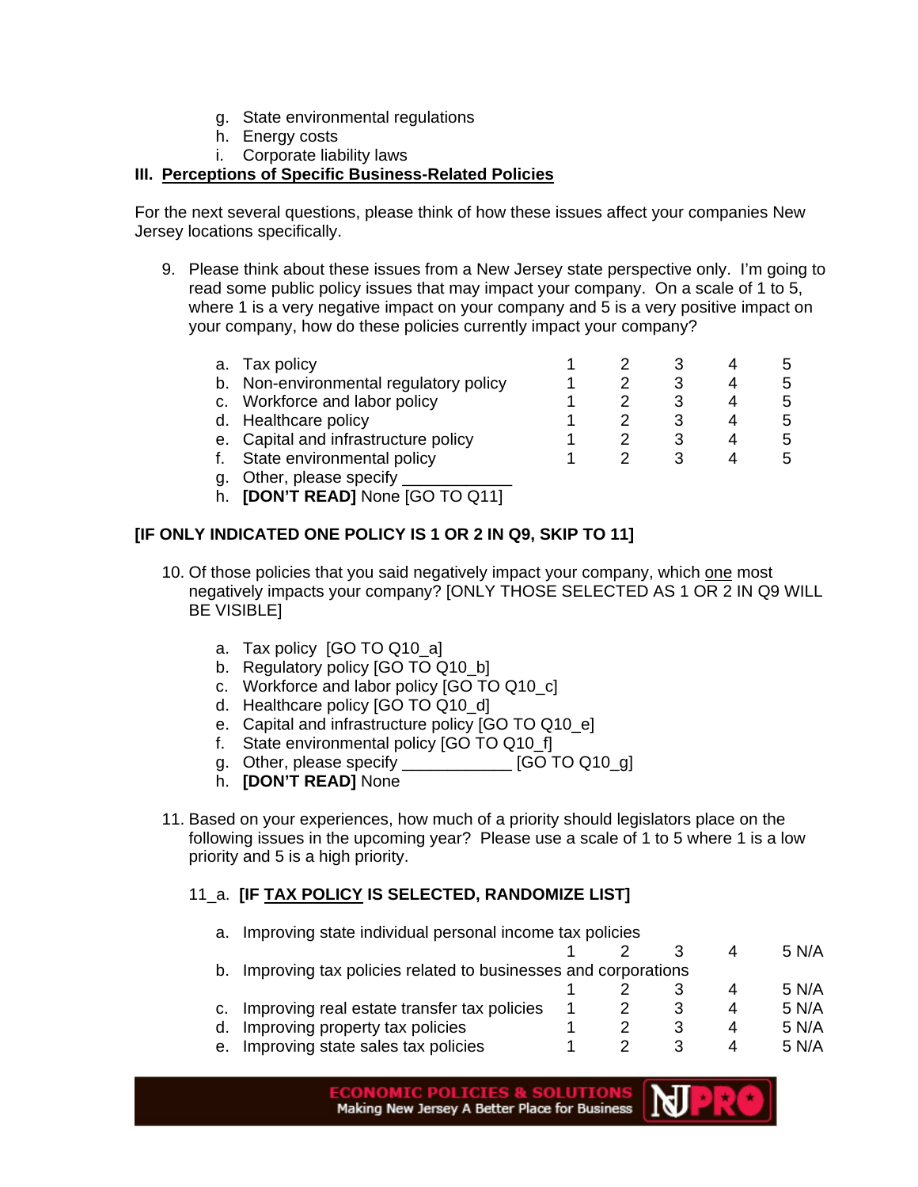g. State environmental regulations
h. Energy costs
i. Corporate liability laws

## III. Perceptions of Specific Business-Related Policies

For the next several questions, please think of how these issues affect your companies New Jersey locations specifically.

9. Please think about these issues from a New Jersey state perspective only. I'm going to read some public policy issues that may impact your company. On a scale of 1 to 5, where 1 is a very negative impact on your company and 5 is a very positive impact on your company, how do these policies currently impact your company?

| | | | | | |
|---|---|---|---|---|---|
| a. Tax policy | 1 | 2 | 3 | 4 | 5 |
| b. Non-environmental regulatory policy | 1 | 2 | 3 | 4 | 5 |
| c. Workforce and labor policy | 1 | 2 | 3 | 4 | 5 |
| d. Healthcare policy | 1 | 2 | 3 | 4 | 5 |
| e. Capital and infrastructure policy | 1 | 2 | 3 | 4 | 5 |
| f. State environmental policy | 1 | 2 | 3 | 4 | 5 |

g. Other, please specify ____________
h. **[DON'T READ]** None [GO TO Q11]

**[IF ONLY INDICATED ONE POLICY IS 1 OR 2 IN Q9, SKIP TO 11]**

10. Of those policies that you said negatively impact your company, which one most negatively impacts your company? [ONLY THOSE SELECTED AS 1 OR 2 IN Q9 WILL BE VISIBLE]

a. Tax policy [GO TO Q10_a]
b. Regulatory policy [GO TO Q10_b]
c. Workforce and labor policy [GO TO Q10_c]
d. Healthcare policy [GO TO Q10_d]
e. Capital and infrastructure policy [GO TO Q10_e]
f. State environmental policy [GO TO Q10_f]
g. Other, please specify ____________ [GO TO Q10_g]
h. **[DON'T READ]** None

11. Based on your experiences, how much of a priority should legislators place on the following issues in the upcoming year? Please use a scale of 1 to 5 where 1 is a low priority and 5 is a high priority.

11_a. **[IF TAX POLICY IS SELECTED, RANDOMIZE LIST]**

| | | | | | | |
|---|---|---|---|---|---|---|
| a. Improving state individual personal income tax policies | 1 | 2 | 3 | 4 | 5 | N/A |
| b. Improving tax policies related to businesses and corporations | 1 | 2 | 3 | 4 | 5 | N/A |
| c. Improving real estate transfer tax policies | 1 | 2 | 3 | 4 | 5 | N/A |
| d. Improving property tax policies | 1 | 2 | 3 | 4 | 5 | N/A |
| e. Improving state sales tax policies | 1 | 2 | 3 | 4 | 5 | N/A |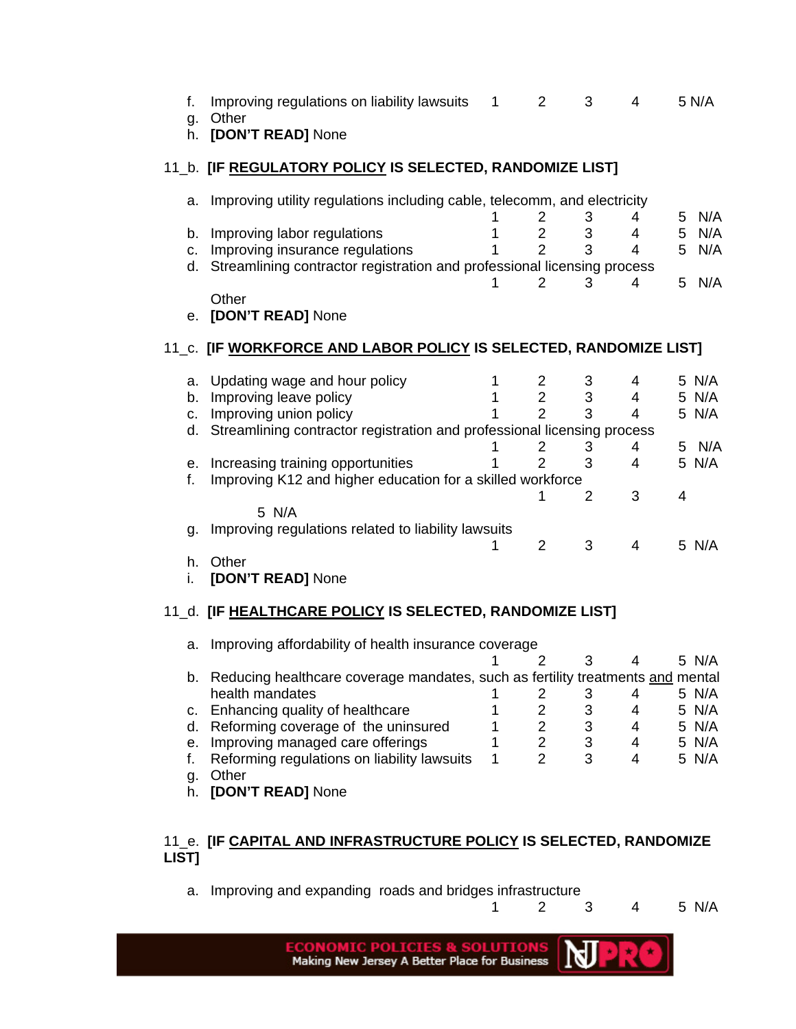f. Improving regulations on liability lawsuits 1 2 3 4 5 N/A
g. Other
h. **[DON'T READ]** None

11_b. **[IF REGULATORY POLICY IS SELECTED, RANDOMIZE LIST]**

a. Improving utility regulations including cable, telecomm, and electricity 1 2 3 4 5 N/A
b. Improving labor regulations 1 2 3 4 5 N/A
c. Improving insurance regulations 1 2 3 4 5 N/A
d. Streamlining contractor registration and professional licensing process 1 2 3 4 5 N/A
   Other
e. **[DON'T READ]** None

11_c. **[IF WORKFORCE AND LABOR POLICY IS SELECTED, RANDOMIZE LIST]**

a. Updating wage and hour policy 1 2 3 4 5 N/A
b. Improving leave policy 1 2 3 4 5 N/A
c. Improving union policy 1 2 3 4 5 N/A
d. Streamlining contractor registration and professional licensing process 1 2 3 4 5 N/A
e. Increasing training opportunities 1 2 3 4 5 N/A
f. Improving K12 and higher education for a skilled workforce 1 2 3 4 5 N/A
g. Improving regulations related to liability lawsuits 1 2 3 4 5 N/A
h. Other
i. **[DON'T READ]** None

11_d. **[IF HEALTHCARE POLICY IS SELECTED, RANDOMIZE LIST]**

a. Improving affordability of health insurance coverage 1 2 3 4 5 N/A
b. Reducing healthcare coverage mandates, such as fertility treatments and mental health mandates 1 2 3 4 5 N/A
c. Enhancing quality of healthcare 1 2 3 4 5 N/A
d. Reforming coverage of the uninsured 1 2 3 4 5 N/A
e. Improving managed care offerings 1 2 3 4 5 N/A
f. Reforming regulations on liability lawsuits 1 2 3 4 5 N/A
g. Other
h. **[DON'T READ]** None

11_e. **[IF CAPITAL AND INFRASTRUCTURE POLICY IS SELECTED, RANDOMIZE LIST]**

a. Improving and expanding roads and bridges infrastructure 1 2 3 4 5 N/A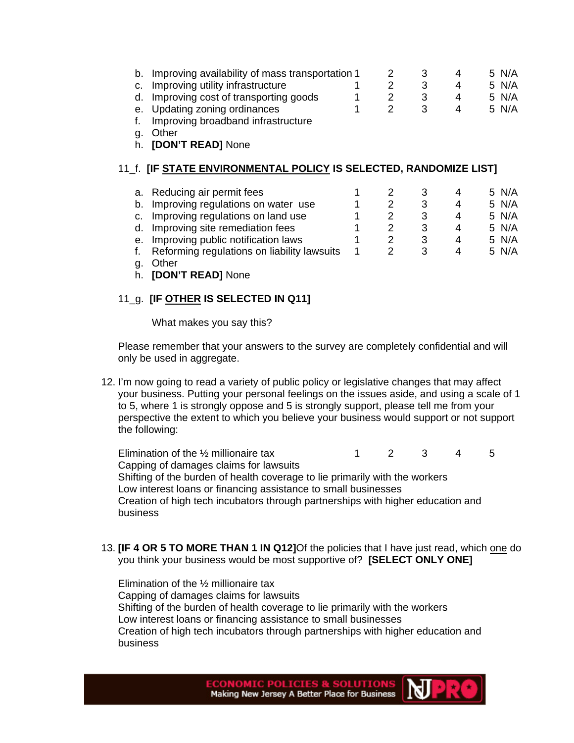| | | | | | | |
|---|---|---|---|---|---|---|
| b. Improving availability of mass transportation | 1 | 2 | 3 | 4 | 5 | N/A |
| c. Improving utility infrastructure | 1 | 2 | 3 | 4 | 5 | N/A |
| d. Improving cost of transporting goods | 1 | 2 | 3 | 4 | 5 | N/A |
| e. Updating zoning ordinances | 1 | 2 | 3 | 4 | 5 | N/A |
| f. Improving broadband infrastructure | | | | | | |
| g. Other | | | | | | |
| h. **[DON'T READ]** None | | | | | | |

11_f. **[IF <u>STATE ENVIRONMENTAL POLICY</u> IS SELECTED, RANDOMIZE LIST]**

| | | | | | | |
|---|---|---|---|---|---|---|
| a. Reducing air permit fees | 1 | 2 | 3 | 4 | 5 | N/A |
| b. Improving regulations on water use | 1 | 2 | 3 | 4 | 5 | N/A |
| c. Improving regulations on land use | 1 | 2 | 3 | 4 | 5 | N/A |
| d. Improving site remediation fees | 1 | 2 | 3 | 4 | 5 | N/A |
| e. Improving public notification laws | 1 | 2 | 3 | 4 | 5 | N/A |
| f. Reforming regulations on liability lawsuits | 1 | 2 | 3 | 4 | 5 | N/A |
| g. Other | | | | | | |
| h. **[DON'T READ]** None | | | | | | |

11_g. **[IF <u>OTHER</u> IS SELECTED IN Q11]**

What makes you say this?

Please remember that your answers to the survey are completely confidential and will only be used in aggregate.

12. I'm now going to read a variety of public policy or legislative changes that may affect your business. Putting your personal feelings on the issues aside, and using a scale of 1 to 5, where 1 is strongly oppose and 5 is strongly support, please tell me from your perspective the extent to which you believe your business would support or not support the following:

| | | | | | |
|---|---|---|---|---|---|
| Elimination of the ½ millionaire tax | 1 | 2 | 3 | 4 | 5 |
| Capping of damages claims for lawsuits | | | | | |
| Shifting of the burden of health coverage to lie primarily with the workers | | | | | |
| Low interest loans or financing assistance to small businesses | | | | | |
| Creation of high tech incubators through partnerships with higher education and business | | | | | |

13. **[IF 4 OR 5 TO MORE THAN 1 IN Q12]** Of the policies that I have just read, which <u>one</u> do you think your business would be most supportive of? **[SELECT ONLY ONE]**

Elimination of the ½ millionaire tax
Capping of damages claims for lawsuits
Shifting of the burden of health coverage to lie primarily with the workers
Low interest loans or financing assistance to small businesses
Creation of high tech incubators through partnerships with higher education and business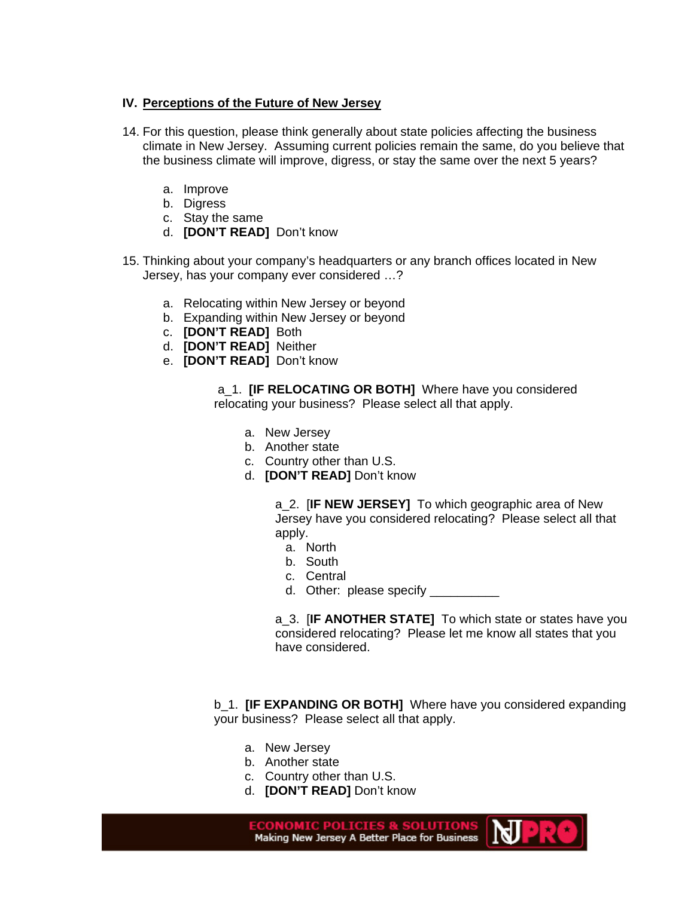## IV. Perceptions of the Future of New Jersey

14. For this question, please think generally about state policies affecting the business climate in New Jersey. Assuming current policies remain the same, do you believe that the business climate will improve, digress, or stay the same over the next 5 years?

    a. Improve
    b. Digress
    c. Stay the same
    d. **[DON'T READ]** Don't know

15. Thinking about your company's headquarters or any branch offices located in New Jersey, has your company ever considered …?

    a. Relocating within New Jersey or beyond
    b. Expanding within New Jersey or beyond
    c. **[DON'T READ]** Both
    d. **[DON'T READ]** Neither
    e. **[DON'T READ]** Don't know

    a_1. **[IF RELOCATING OR BOTH]** Where have you considered relocating your business? Please select all that apply.

    a. New Jersey
    b. Another state
    c. Country other than U.S.
    d. **[DON'T READ]** Don't know

    a_2. [**IF NEW JERSEY]** To which geographic area of New Jersey have you considered relocating? Please select all that apply.

    a. North
    b. South
    c. Central
    d. Other: please specify __________

    a_3. [**IF ANOTHER STATE]** To which state or states have you considered relocating? Please let me know all states that you have considered.

    b_1. **[IF EXPANDING OR BOTH]** Where have you considered expanding your business? Please select all that apply.

    a. New Jersey
    b. Another state
    c. Country other than U.S.
    d. **[DON'T READ]** Don't know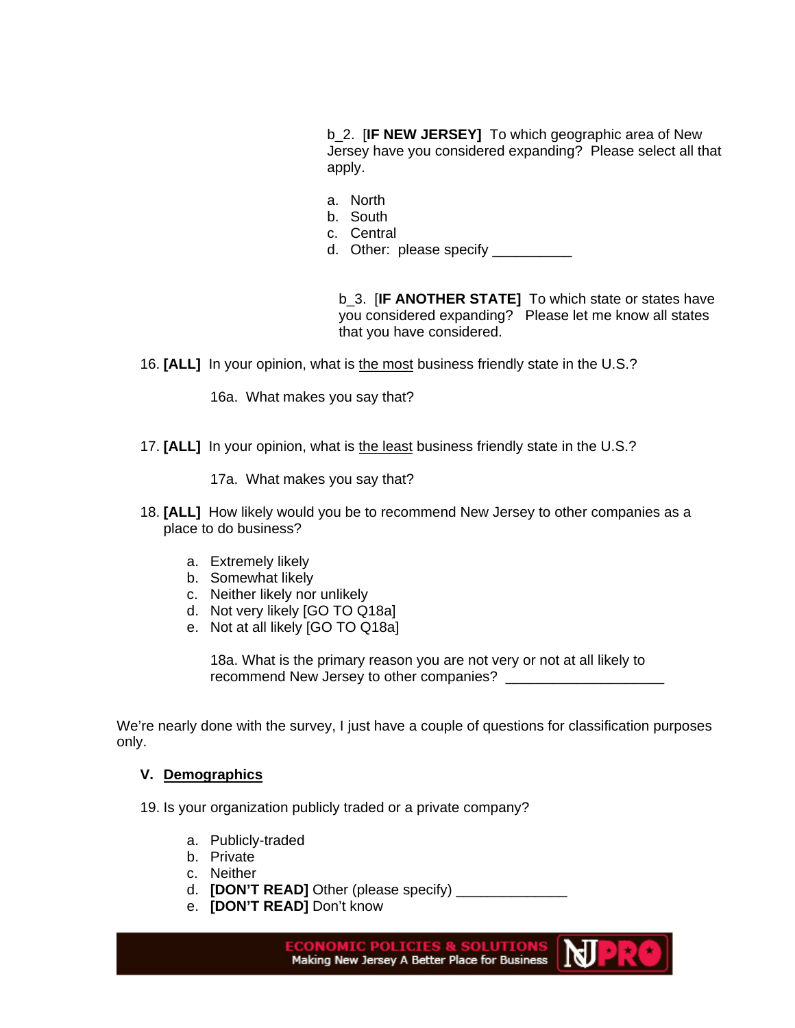b_2. [**IF NEW JERSEY]** To which geographic area of New Jersey have you considered expanding? Please select all that apply.

a. North
b. South
c. Central
d. Other: please specify __________

b_3. [**IF ANOTHER STATE]** To which state or states have you considered expanding? Please let me know all states that you have considered.

16. **[ALL]** In your opinion, what is <u>the most</u> business friendly state in the U.S.?

    16a. What makes you say that?

17. **[ALL]** In your opinion, what is <u>the least</u> business friendly state in the U.S.?

    17a. What makes you say that?

18. **[ALL]** How likely would you be to recommend New Jersey to other companies as a place to do business?

    a. Extremely likely
    b. Somewhat likely
    c. Neither likely nor unlikely
    d. Not very likely [GO TO Q18a]
    e. Not at all likely [GO TO Q18a]

    18a. What is the primary reason you are not very or not at all likely to recommend New Jersey to other companies? ____________________

We're nearly done with the survey, I just have a couple of questions for classification purposes only.

## V. <u>Demographics</u>

19. Is your organization publicly traded or a private company?

    a. Publicly-traded
    b. Private
    c. Neither
    d. **[DON'T READ]** Other (please specify) ______________
    e. **[DON'T READ]** Don't know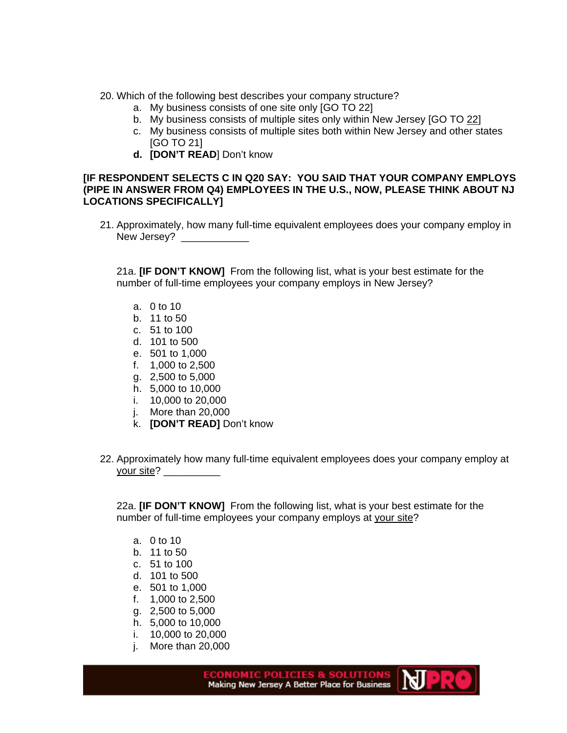20. Which of the following best describes your company structure?
    a. My business consists of one site only [GO TO 22]
    b. My business consists of multiple sites only within New Jersey [GO TO <u>22</u>]
    c. My business consists of multiple sites both within New Jersey and other states [GO TO 21]
    d. **[DON'T READ**] Don't know

**[IF RESPONDENT SELECTS C IN Q20 SAY: YOU SAID THAT YOUR COMPANY EMPLOYS (PIPE IN ANSWER FROM Q4) EMPLOYEES IN THE U.S., NOW, PLEASE THINK ABOUT NJ LOCATIONS SPECIFICALLY]**

21. Approximately, how many full-time equivalent employees does your company employ in New Jersey? ____________

    21a. **[IF DON'T KNOW]** From the following list, what is your best estimate for the number of full-time employees your company employs in New Jersey?

    a. 0 to 10
    b. 11 to 50
    c. 51 to 100
    d. 101 to 500
    e. 501 to 1,000
    f. 1,000 to 2,500
    g. 2,500 to 5,000
    h. 5,000 to 10,000
    i. 10,000 to 20,000
    j. More than 20,000
    k. **[DON'T READ]** Don't know

22. Approximately how many full-time equivalent employees does your company employ at <u>your site</u>? __________

    22a. **[IF DON'T KNOW]** From the following list, what is your best estimate for the number of full-time employees your company employs at <u>your site</u>?

    a. 0 to 10
    b. 11 to 50
    c. 51 to 100
    d. 101 to 500
    e. 501 to 1,000
    f. 1,000 to 2,500
    g. 2,500 to 5,000
    h. 5,000 to 10,000
    i. 10,000 to 20,000
    j. More than 20,000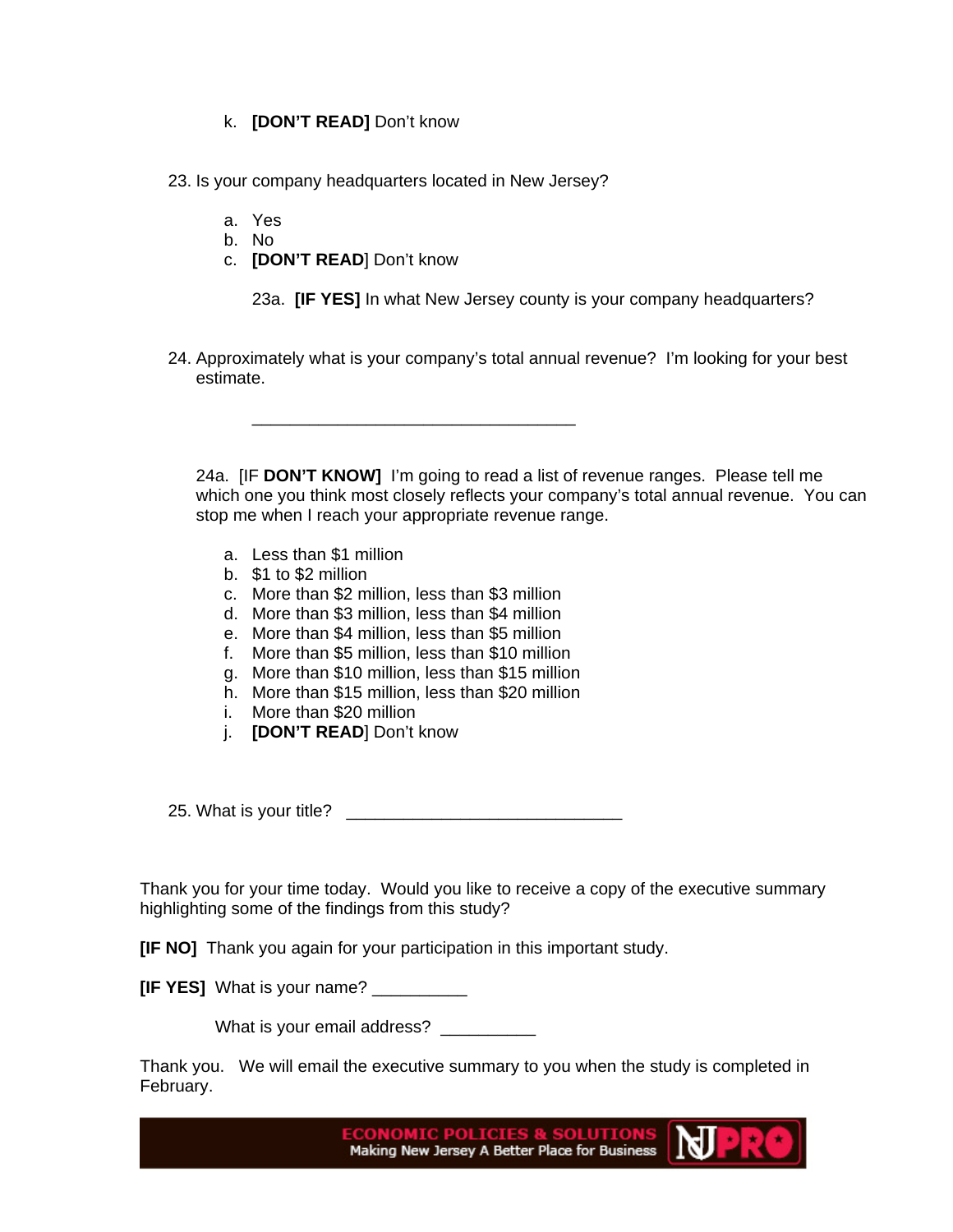k. **[DON'T READ]** Don't know

23. Is your company headquarters located in New Jersey?

    a. Yes
    b. No
    c. **[DON'T READ**] Don't know

    23a. **[IF YES]** In what New Jersey county is your company headquarters?

24. Approximately what is your company's total annual revenue? I'm looking for your best estimate.

    __________________________________

    24a. [IF **DON'T KNOW]** I'm going to read a list of revenue ranges. Please tell me which one you think most closely reflects your company's total annual revenue. You can stop me when I reach your appropriate revenue range.

    a. Less than $1 million
    b. $1 to $2 million
    c. More than $2 million, less than $3 million
    d. More than $3 million, less than $4 million
    e. More than $4 million, less than $5 million
    f. More than $5 million, less than $10 million
    g. More than $10 million, less than $15 million
    h. More than $15 million, less than $20 million
    i. More than $20 million
    j. **[DON'T READ**] Don't know

25. What is your title? _____________________________

Thank you for your time today. Would you like to receive a copy of the executive summary highlighting some of the findings from this study?

**[IF NO]** Thank you again for your participation in this important study.

**[IF YES]** What is your name? __________

What is your email address? __________

Thank you. We will email the executive summary to you when the study is completed in February.

ECONOMIC POLICIES & SOLUTIONS
Making New Jersey A Better Place for Business
NJPRO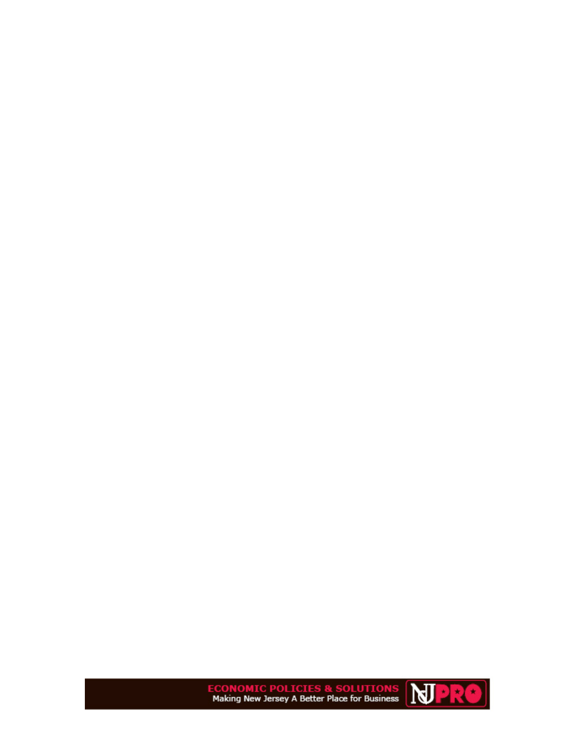ECONOMIC POLICIES & SOLUTIONS

Making New Jersey A Better Place for Business

NJPRO